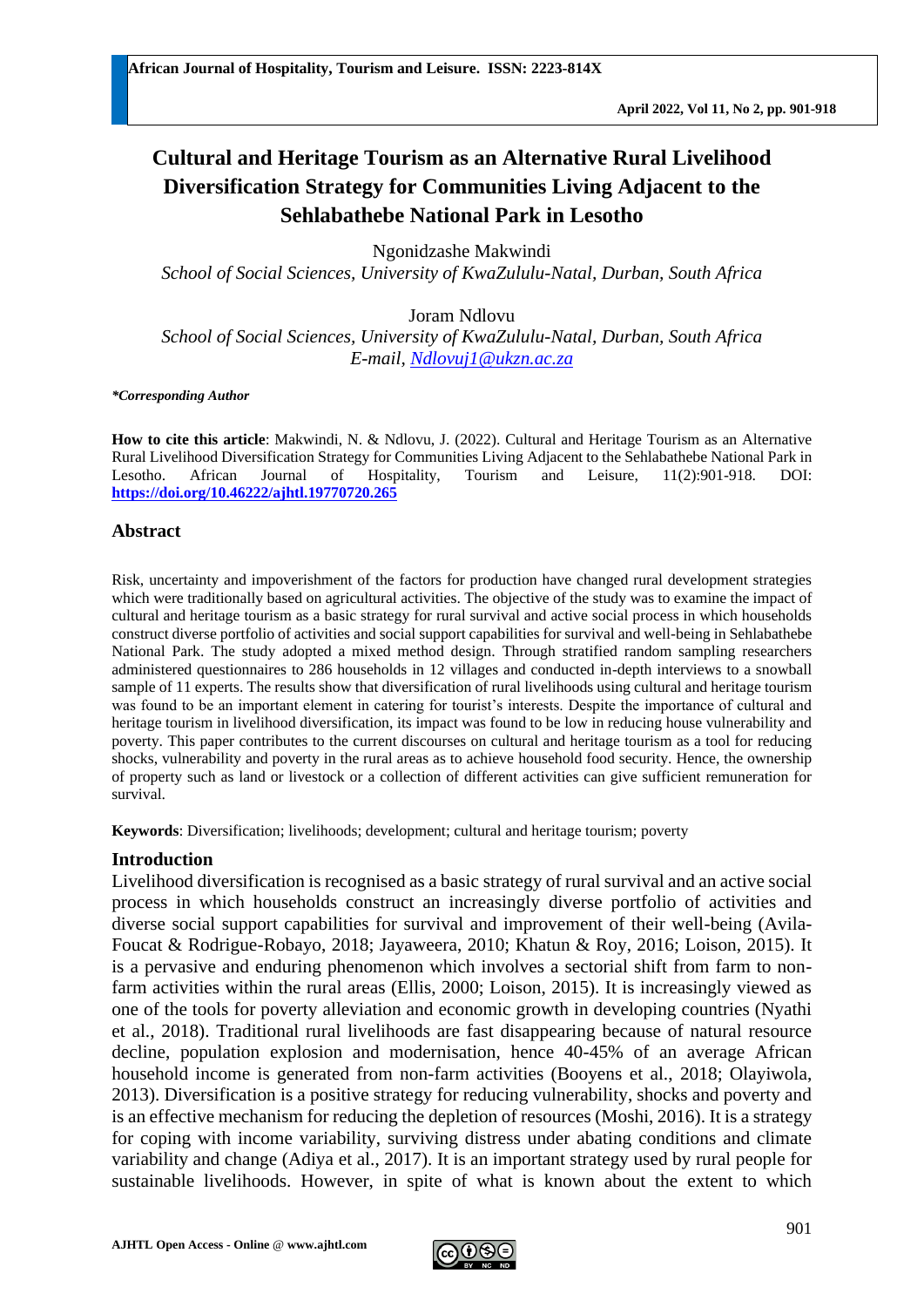# Cultural and Heritage Tourism as an Alternative Rural Livelihood Diversification Strategy for Communities Living Adjacent to the Sehlabathebe National Park in Lesotho

Ngonidzashe Makwindi
*School of Social Sciences, University of KwaZulula-Natal, Durban, South Africa*

Joram Ndlovu
*School of Social Sciences, University of KwaZulula-Natal, Durban, South Africa*
*E-mail, Ndlovuj1@ukzn.ac.za*

***Corresponding Author**

**How to cite this article**: Makwindi, N. & Ndlovu, J. (2022). Cultural and Heritage Tourism as an Alternative Rural Livelihood Diversification Strategy for Communities Living Adjacent to the Sehlabathebe National Park in Lesotho. African Journal of Hospitality, Tourism and Leisure, 11(2):901-918. DOI: **https://doi.org/10.46222/ajhtl.19770720.265**

## Abstract

Risk, uncertainty and impoverishment of the factors for production have changed rural development strategies which were traditionally based on agricultural activities. The objective of the study was to examine the impact of cultural and heritage tourism as a basic strategy for rural survival and active social process in which households construct diverse portfolio of activities and social support capabilities for survival and well-being in Sehlabathebe National Park. The study adopted a mixed method design. Through stratified random sampling researchers administered questionnaires to 286 households in 12 villages and conducted in-depth interviews to a snowball sample of 11 experts. The results show that diversification of rural livelihoods using cultural and heritage tourism was found to be an important element in catering for tourist's interests. Despite the importance of cultural and heritage tourism in livelihood diversification, its impact was found to be low in reducing house vulnerability and poverty. This paper contributes to the current discourses on cultural and heritage tourism as a tool for reducing shocks, vulnerability and poverty in the rural areas as to achieve household food security. Hence, the ownership of property such as land or livestock or a collection of different activities can give sufficient remuneration for survival.

**Keywords**: Diversification; livelihoods; development; cultural and heritage tourism; poverty

## Introduction

Livelihood diversification is recognised as a basic strategy of rural survival and an active social process in which households construct an increasingly diverse portfolio of activities and diverse social support capabilities for survival and improvement of their well-being (Avila-Foucat & Rodrigue-Robayo, 2018; Jayaweera, 2010; Khatun & Roy, 2016; Loison, 2015). It is a pervasive and enduring phenomenon which involves a sectorial shift from farm to non-farm activities within the rural areas (Ellis, 2000; Loison, 2015). It is increasingly viewed as one of the tools for poverty alleviation and economic growth in developing countries (Nyathi et al., 2018). Traditional rural livelihoods are fast disappearing because of natural resource decline, population explosion and modernisation, hence 40-45% of an average African household income is generated from non-farm activities (Booyens et al., 2018; Olayiwola, 2013). Diversification is a positive strategy for reducing vulnerability, shocks and poverty and is an effective mechanism for reducing the depletion of resources (Moshi, 2016). It is a strategy for coping with income variability, surviving distress under abating conditions and climate variability and change (Adiya et al., 2017). It is an important strategy used by rural people for sustainable livelihoods. However, in spite of what is known about the extent to which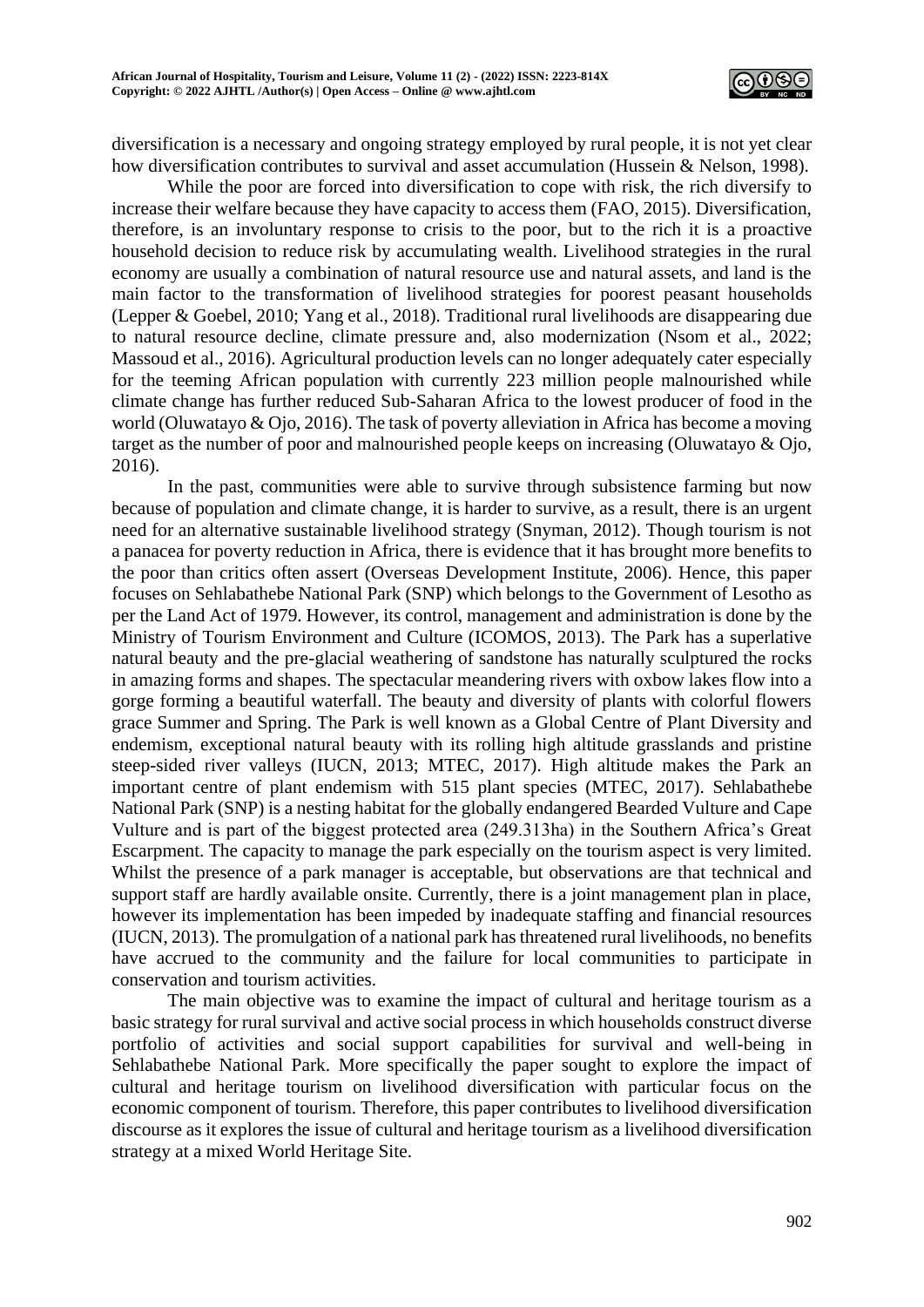diversification is a necessary and ongoing strategy employed by rural people, it is not yet clear how diversification contributes to survival and asset accumulation (Hussein & Nelson, 1998).

While the poor are forced into diversification to cope with risk, the rich diversify to increase their welfare because they have capacity to access them (FAO, 2015). Diversification, therefore, is an involuntary response to crisis to the poor, but to the rich it is a proactive household decision to reduce risk by accumulating wealth. Livelihood strategies in the rural economy are usually a combination of natural resource use and natural assets, and land is the main factor to the transformation of livelihood strategies for poorest peasant households (Lepper & Goebel, 2010; Yang et al., 2018). Traditional rural livelihoods are disappearing due to natural resource decline, climate pressure and, also modernization (Nsom et al., 2022; Massoud et al., 2016). Agricultural production levels can no longer adequately cater especially for the teeming African population with currently 223 million people malnourished while climate change has further reduced Sub-Saharan Africa to the lowest producer of food in the world (Oluwatayo & Ojo, 2016). The task of poverty alleviation in Africa has become a moving target as the number of poor and malnourished people keeps on increasing (Oluwatayo & Ojo, 2016).

In the past, communities were able to survive through subsistence farming but now because of population and climate change, it is harder to survive, as a result, there is an urgent need for an alternative sustainable livelihood strategy (Snyman, 2012). Though tourism is not a panacea for poverty reduction in Africa, there is evidence that it has brought more benefits to the poor than critics often assert (Overseas Development Institute, 2006). Hence, this paper focuses on Sehlabathebe National Park (SNP) which belongs to the Government of Lesotho as per the Land Act of 1979. However, its control, management and administration is done by the Ministry of Tourism Environment and Culture (ICOMOS, 2013). The Park has a superlative natural beauty and the pre-glacial weathering of sandstone has naturally sculptured the rocks in amazing forms and shapes. The spectacular meandering rivers with oxbow lakes flow into a gorge forming a beautiful waterfall. The beauty and diversity of plants with colorful flowers grace Summer and Spring. The Park is well known as a Global Centre of Plant Diversity and endemism, exceptional natural beauty with its rolling high altitude grasslands and pristine steep-sided river valleys (IUCN, 2013; MTEC, 2017). High altitude makes the Park an important centre of plant endemism with 515 plant species (MTEC, 2017). Sehlabathebe National Park (SNP) is a nesting habitat for the globally endangered Bearded Vulture and Cape Vulture and is part of the biggest protected area (249.313ha) in the Southern Africa's Great Escarpment. The capacity to manage the park especially on the tourism aspect is very limited. Whilst the presence of a park manager is acceptable, but observations are that technical and support staff are hardly available onsite. Currently, there is a joint management plan in place, however its implementation has been impeded by inadequate staffing and financial resources (IUCN, 2013). The promulgation of a national park has threatened rural livelihoods, no benefits have accrued to the community and the failure for local communities to participate in conservation and tourism activities.

The main objective was to examine the impact of cultural and heritage tourism as a basic strategy for rural survival and active social process in which households construct diverse portfolio of activities and social support capabilities for survival and well-being in Sehlabathebe National Park. More specifically the paper sought to explore the impact of cultural and heritage tourism on livelihood diversification with particular focus on the economic component of tourism. Therefore, this paper contributes to livelihood diversification discourse as it explores the issue of cultural and heritage tourism as a livelihood diversification strategy at a mixed World Heritage Site.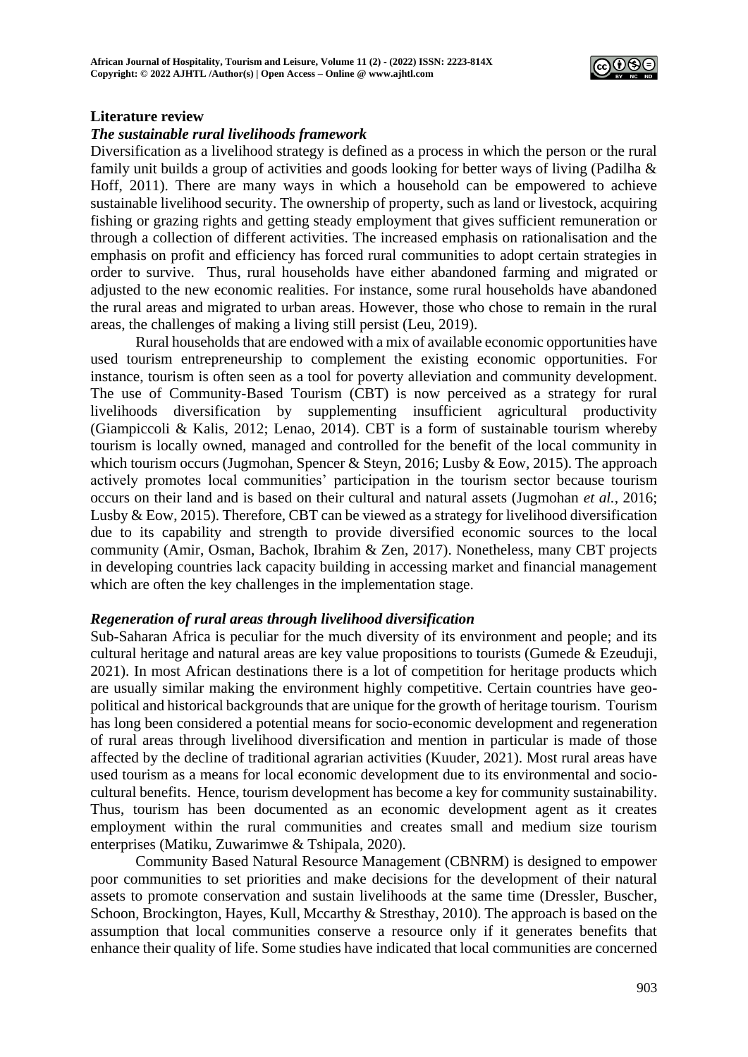## Literature review

### *The sustainable rural livelihoods framework*

Diversification as a livelihood strategy is defined as a process in which the person or the rural family unit builds a group of activities and goods looking for better ways of living (Padilha & Hoff, 2011). There are many ways in which a household can be empowered to achieve sustainable livelihood security. The ownership of property, such as land or livestock, acquiring fishing or grazing rights and getting steady employment that gives sufficient remuneration or through a collection of different activities. The increased emphasis on rationalisation and the emphasis on profit and efficiency has forced rural communities to adopt certain strategies in order to survive. Thus, rural households have either abandoned farming and migrated or adjusted to the new economic realities. For instance, some rural households have abandoned the rural areas and migrated to urban areas. However, those who chose to remain in the rural areas, the challenges of making a living still persist (Leu, 2019).

Rural households that are endowed with a mix of available economic opportunities have used tourism entrepreneurship to complement the existing economic opportunities. For instance, tourism is often seen as a tool for poverty alleviation and community development. The use of Community-Based Tourism (CBT) is now perceived as a strategy for rural livelihoods diversification by supplementing insufficient agricultural productivity (Giampiccoli & Kalis, 2012; Lenao, 2014). CBT is a form of sustainable tourism whereby tourism is locally owned, managed and controlled for the benefit of the local community in which tourism occurs (Jugmohan, Spencer & Steyn, 2016; Lusby & Eow, 2015). The approach actively promotes local communities' participation in the tourism sector because tourism occurs on their land and is based on their cultural and natural assets (Jugmohan *et al.*, 2016; Lusby & Eow, 2015). Therefore, CBT can be viewed as a strategy for livelihood diversification due to its capability and strength to provide diversified economic sources to the local community (Amir, Osman, Bachok, Ibrahim & Zen, 2017). Nonetheless, many CBT projects in developing countries lack capacity building in accessing market and financial management which are often the key challenges in the implementation stage.

### *Regeneration of rural areas through livelihood diversification*

Sub-Saharan Africa is peculiar for the much diversity of its environment and people; and its cultural heritage and natural areas are key value propositions to tourists (Gumede & Ezeuduji, 2021). In most African destinations there is a lot of competition for heritage products which are usually similar making the environment highly competitive. Certain countries have geo-political and historical backgrounds that are unique for the growth of heritage tourism. Tourism has long been considered a potential means for socio-economic development and regeneration of rural areas through livelihood diversification and mention in particular is made of those affected by the decline of traditional agrarian activities (Kuuder, 2021). Most rural areas have used tourism as a means for local economic development due to its environmental and socio-cultural benefits. Hence, tourism development has become a key for community sustainability. Thus, tourism has been documented as an economic development agent as it creates employment within the rural communities and creates small and medium size tourism enterprises (Matiku, Zuwarimwe & Tshipala, 2020).

Community Based Natural Resource Management (CBNRM) is designed to empower poor communities to set priorities and make decisions for the development of their natural assets to promote conservation and sustain livelihoods at the same time (Dressler, Buscher, Schoon, Brockington, Hayes, Kull, Mccarthy & Stresthay, 2010). The approach is based on the assumption that local communities conserve a resource only if it generates benefits that enhance their quality of life. Some studies have indicated that local communities are concerned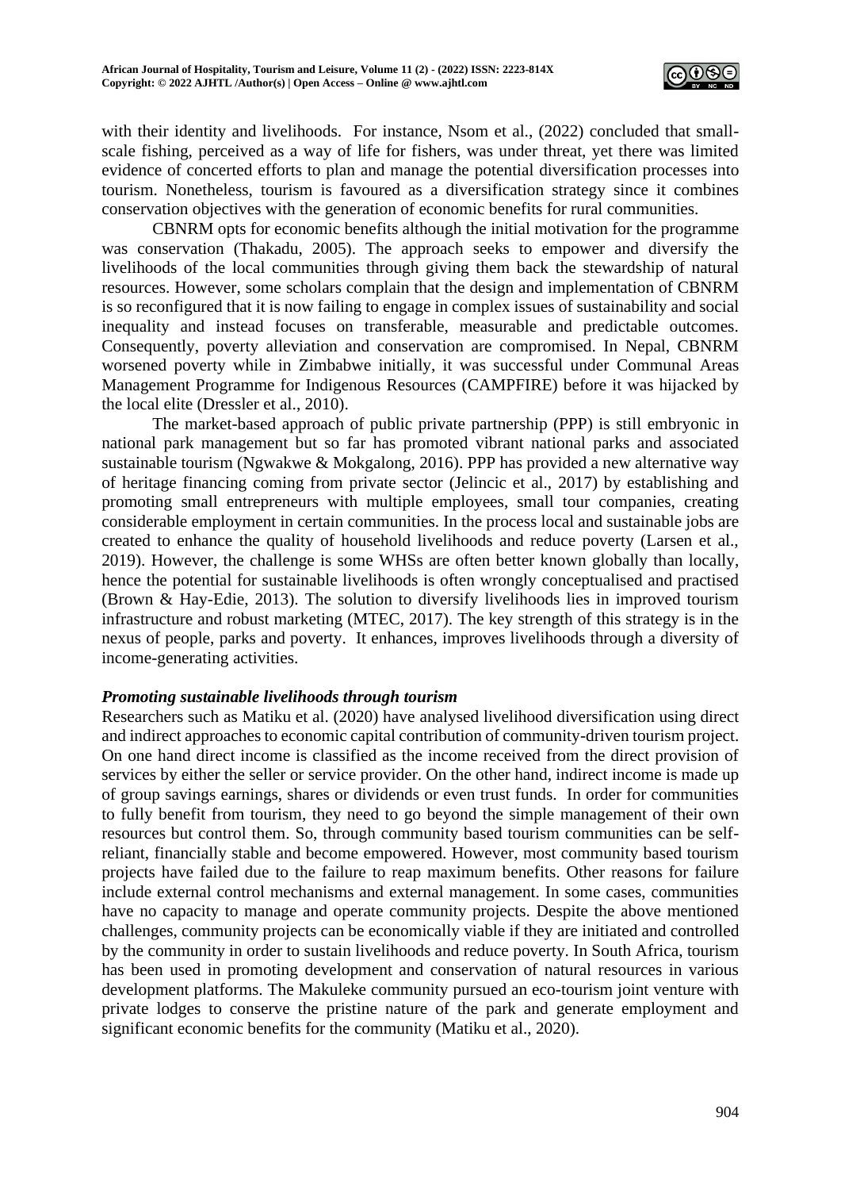with their identity and livelihoods. For instance, Nsom et al., (2022) concluded that small-scale fishing, perceived as a way of life for fishers, was under threat, yet there was limited evidence of concerted efforts to plan and manage the potential diversification processes into tourism. Nonetheless, tourism is favoured as a diversification strategy since it combines conservation objectives with the generation of economic benefits for rural communities.

CBNRM opts for economic benefits although the initial motivation for the programme was conservation (Thakadu, 2005). The approach seeks to empower and diversify the livelihoods of the local communities through giving them back the stewardship of natural resources. However, some scholars complain that the design and implementation of CBNRM is so reconfigured that it is now failing to engage in complex issues of sustainability and social inequality and instead focuses on transferable, measurable and predictable outcomes. Consequently, poverty alleviation and conservation are compromised. In Nepal, CBNRM worsened poverty while in Zimbabwe initially, it was successful under Communal Areas Management Programme for Indigenous Resources (CAMPFIRE) before it was hijacked by the local elite (Dressler et al., 2010).

The market-based approach of public private partnership (PPP) is still embryonic in national park management but so far has promoted vibrant national parks and associated sustainable tourism (Ngwakwe & Mokgalong, 2016). PPP has provided a new alternative way of heritage financing coming from private sector (Jelincic et al., 2017) by establishing and promoting small entrepreneurs with multiple employees, small tour companies, creating considerable employment in certain communities. In the process local and sustainable jobs are created to enhance the quality of household livelihoods and reduce poverty (Larsen et al., 2019). However, the challenge is some WHSs are often better known globally than locally, hence the potential for sustainable livelihoods is often wrongly conceptualised and practised (Brown & Hay-Edie, 2013). The solution to diversify livelihoods lies in improved tourism infrastructure and robust marketing (MTEC, 2017). The key strength of this strategy is in the nexus of people, parks and poverty. It enhances, improves livelihoods through a diversity of income-generating activities.

***Promoting sustainable livelihoods through tourism***

Researchers such as Matiku et al. (2020) have analysed livelihood diversification using direct and indirect approaches to economic capital contribution of community-driven tourism project. On one hand direct income is classified as the income received from the direct provision of services by either the seller or service provider. On the other hand, indirect income is made up of group savings earnings, shares or dividends or even trust funds. In order for communities to fully benefit from tourism, they need to go beyond the simple management of their own resources but control them. So, through community based tourism communities can be self-reliant, financially stable and become empowered. However, most community based tourism projects have failed due to the failure to reap maximum benefits. Other reasons for failure include external control mechanisms and external management. In some cases, communities have no capacity to manage and operate community projects. Despite the above mentioned challenges, community projects can be economically viable if they are initiated and controlled by the community in order to sustain livelihoods and reduce poverty. In South Africa, tourism has been used in promoting development and conservation of natural resources in various development platforms. The Makuleke community pursued an eco-tourism joint venture with private lodges to conserve the pristine nature of the park and generate employment and significant economic benefits for the community (Matiku et al., 2020).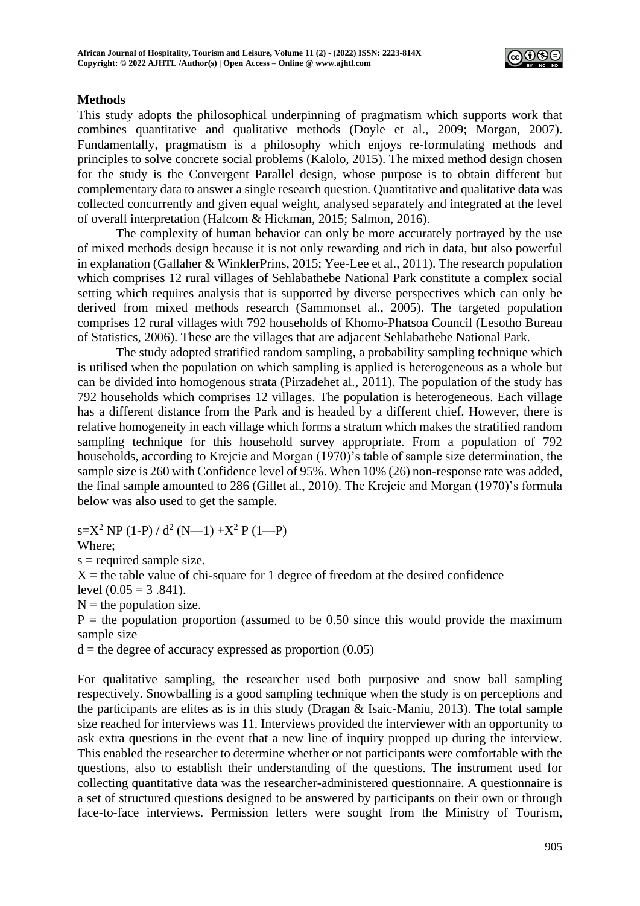## Methods

This study adopts the philosophical underpinning of pragmatism which supports work that combines quantitative and qualitative methods (Doyle et al., 2009; Morgan, 2007). Fundamentally, pragmatism is a philosophy which enjoys re-formulating methods and principles to solve concrete social problems (Kalolo, 2015). The mixed method design chosen for the study is the Convergent Parallel design, whose purpose is to obtain different but complementary data to answer a single research question. Quantitative and qualitative data was collected concurrently and given equal weight, analysed separately and integrated at the level of overall interpretation (Halcom & Hickman, 2015; Salmon, 2016).

The complexity of human behavior can only be more accurately portrayed by the use of mixed methods design because it is not only rewarding and rich in data, but also powerful in explanation (Gallaher & WinklerPrins, 2015; Yee-Lee et al., 2011). The research population which comprises 12 rural villages of Sehlabathebe National Park constitute a complex social setting which requires analysis that is supported by diverse perspectives which can only be derived from mixed methods research (Sammonset al., 2005). The targeted population comprises 12 rural villages with 792 households of Khomo-Phatsoa Council (Lesotho Bureau of Statistics, 2006). These are the villages that are adjacent Sehlabathebe National Park.

The study adopted stratified random sampling, a probability sampling technique which is utilised when the population on which sampling is applied is heterogeneous as a whole but can be divided into homogenous strata (Pirzadehet al., 2011). The population of the study has 792 households which comprises 12 villages. The population is heterogeneous. Each village has a different distance from the Park and is headed by a different chief. However, there is relative homogeneity in each village which forms a stratum which makes the stratified random sampling technique for this household survey appropriate. From a population of 792 households, according to Krejcie and Morgan (1970)'s table of sample size determination, the sample size is 260 with Confidence level of 95%. When 10% (26) non-response rate was added, the final sample amounted to 286 (Gillet al., 2010). The Krejcie and Morgan (1970)'s formula below was also used to get the sample.

$$s = X^2 NP(1-P) / d^2 (N-1) + X^2 P(1-P)$$

Where;

s = required sample size.

X = the table value of chi-square for 1 degree of freedom at the desired confidence level (0.05 = 3 .841).

N = the population size.

P = the population proportion (assumed to be 0.50 since this would provide the maximum sample size

d = the degree of accuracy expressed as proportion (0.05)

For qualitative sampling, the researcher used both purposive and snow ball sampling respectively. Snowballing is a good sampling technique when the study is on perceptions and the participants are elites as is in this study (Dragan & Isaic-Maniu, 2013). The total sample size reached for interviews was 11. Interviews provided the interviewer with an opportunity to ask extra questions in the event that a new line of inquiry propped up during the interview. This enabled the researcher to determine whether or not participants were comfortable with the questions, also to establish their understanding of the questions. The instrument used for collecting quantitative data was the researcher-administered questionnaire. A questionnaire is a set of structured questions designed to be answered by participants on their own or through face-to-face interviews. Permission letters were sought from the Ministry of Tourism,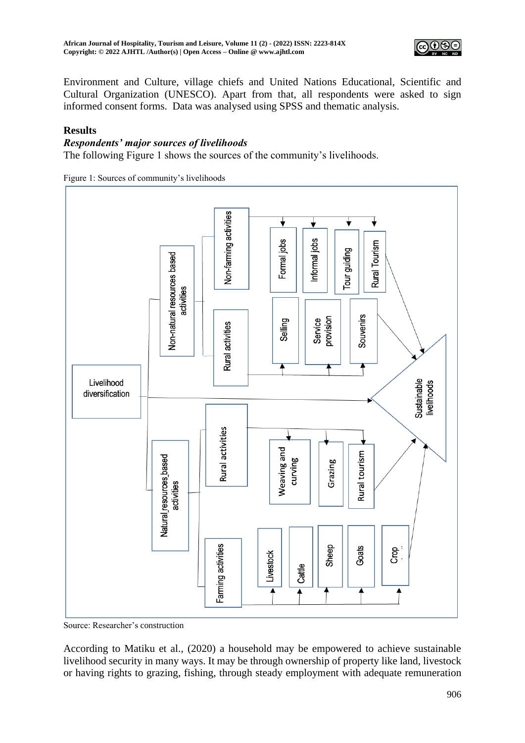Environment and Culture, village chiefs and United Nations Educational, Scientific and Cultural Organization (UNESCO). Apart from that, all respondents were asked to sign informed consent forms. Data was analysed using SPSS and thematic analysis.

## Results

### *Respondents' major sources of livelihoods*

The following Figure 1 shows the sources of the community's livelihoods.

Figure 1: Sources of community's livelihoods

Source: Researcher's construction

According to Matiku et al., (2020) a household may be empowered to achieve sustainable livelihood security in many ways. It may be through ownership of property like land, livestock or having rights to grazing, fishing, through steady employment with adequate remuneration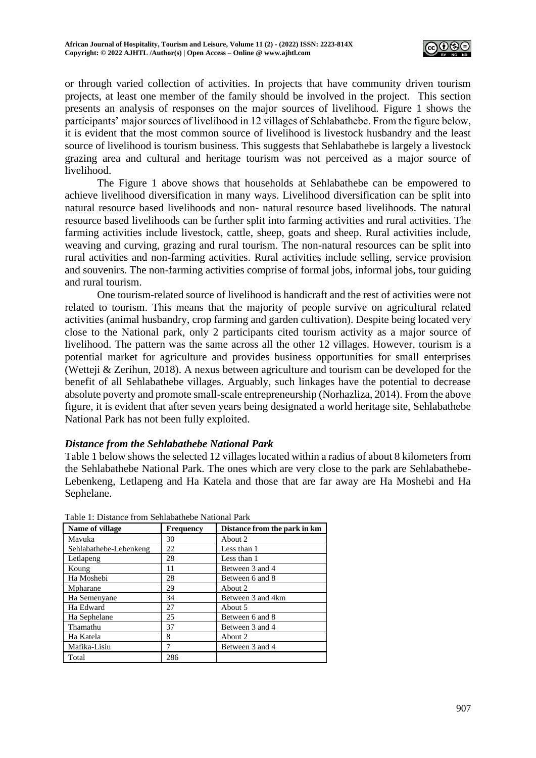or through varied collection of activities. In projects that have community driven tourism projects, at least one member of the family should be involved in the project. This section presents an analysis of responses on the major sources of livelihood. Figure 1 shows the participants' major sources of livelihood in 12 villages of Sehlabathebe. From the figure below, it is evident that the most common source of livelihood is livestock husbandry and the least source of livelihood is tourism business. This suggests that Sehlabathebe is largely a livestock grazing area and cultural and heritage tourism was not perceived as a major source of livelihood.

The Figure 1 above shows that households at Sehlabathebe can be empowered to achieve livelihood diversification in many ways. Livelihood diversification can be split into natural resource based livelihoods and non- natural resource based livelihoods. The natural resource based livelihoods can be further split into farming activities and rural activities. The farming activities include livestock, cattle, sheep, goats and sheep. Rural activities include, weaving and curving, grazing and rural tourism. The non-natural resources can be split into rural activities and non-farming activities. Rural activities include selling, service provision and souvenirs. The non-farming activities comprise of formal jobs, informal jobs, tour guiding and rural tourism.

One tourism-related source of livelihood is handicraft and the rest of activities were not related to tourism. This means that the majority of people survive on agricultural related activities (animal husbandry, crop farming and garden cultivation). Despite being located very close to the National park, only 2 participants cited tourism activity as a major source of livelihood. The pattern was the same across all the other 12 villages. However, tourism is a potential market for agriculture and provides business opportunities for small enterprises (Wetteji & Zerihun, 2018). A nexus between agriculture and tourism can be developed for the benefit of all Sehlabathebe villages. Arguably, such linkages have the potential to decrease absolute poverty and promote small-scale entrepreneurship (Norhazliza, 2014). From the above figure, it is evident that after seven years being designated a world heritage site, Sehlabathebe National Park has not been fully exploited.

### *Distance from the Sehlabathebe National Park*

Table 1 below shows the selected 12 villages located within a radius of about 8 kilometers from the Sehlabathebe National Park. The ones which are very close to the park are Sehlabathebe-Lebenkeng, Letlapeng and Ha Katela and those that are far away are Ha Moshebi and Ha Sephelane.

Table 1: Distance from Sehlabathebe National Park

| Name of village | Frequency | Distance from the park in km |
|---|---|---|
| Mavuka | 30 | About 2 |
| Sehlabathebe-Lebenkeng | 22 | Less than 1 |
| Letlapeng | 28 | Less than 1 |
| Koung | 11 | Between 3 and 4 |
| Ha Moshebi | 28 | Between 6 and 8 |
| Mpharane | 29 | About 2 |
| Ha Semenyane | 34 | Between 3 and 4km |
| Ha Edward | 27 | About 5 |
| Ha Sephelane | 25 | Between 6 and 8 |
| Thamathu | 37 | Between 3 and 4 |
| Ha Katela | 8 | About 2 |
| Mafika-Lisiu | 7 | Between 3 and 4 |
| Total | 286 | |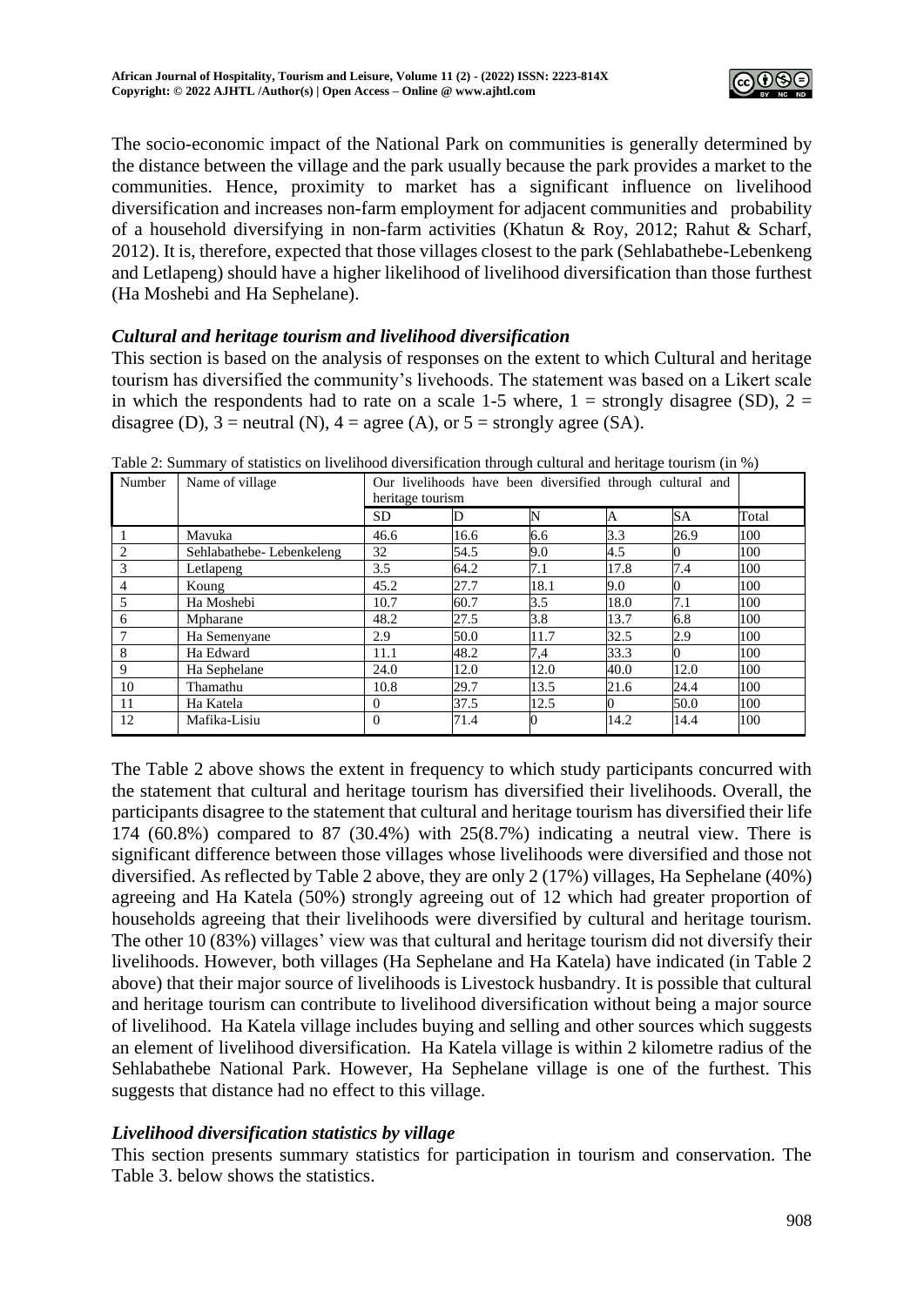The socio-economic impact of the National Park on communities is generally determined by the distance between the village and the park usually because the park provides a market to the communities. Hence, proximity to market has a significant influence on livelihood diversification and increases non-farm employment for adjacent communities and probability of a household diversifying in non-farm activities (Khatun & Roy, 2012; Rahut & Scharf, 2012). It is, therefore, expected that those villages closest to the park (Sehlabathebe-Lebenkeng and Letlapeng) should have a higher likelihood of livelihood diversification than those furthest (Ha Moshebi and Ha Sephelane).

### *Cultural and heritage tourism and livelihood diversification*

This section is based on the analysis of responses on the extent to which Cultural and heritage tourism has diversified the community's livehoods. The statement was based on a Likert scale in which the respondents had to rate on a scale 1-5 where, 1 = strongly disagree (SD), 2 = disagree (D), 3 = neutral (N), 4 = agree (A), or 5 = strongly agree (SA).

Table 2: Summary of statistics on livelihood diversification through cultural and heritage tourism (in %)

| Number | Name of village | Our livelihoods have been diversified through cultural and heritage tourism | | | | | |
|---|---|---|---|---|---|---|---|
| | | SD | D | N | A | SA | Total |
| 1 | Mavuka | 46.6 | 16.6 | 6.6 | 3.3 | 26.9 | 100 |
| 2 | Sehlabathebe- Lebenkeleng | 32 | 54.5 | 9.0 | 4.5 | 0 | 100 |
| 3 | Letlapeng | 3.5 | 64.2 | 7.1 | 17.8 | 7.4 | 100 |
| 4 | Koung | 45.2 | 27.7 | 18.1 | 9.0 | 0 | 100 |
| 5 | Ha Moshebi | 10.7 | 60.7 | 3.5 | 18.0 | 7.1 | 100 |
| 6 | Mpharane | 48.2 | 27.5 | 3.8 | 13.7 | 6.8 | 100 |
| 7 | Ha Semenyane | 2.9 | 50.0 | 11.7 | 32.5 | 2.9 | 100 |
| 8 | Ha Edward | 11.1 | 48.2 | 7,4 | 33.3 | 0 | 100 |
| 9 | Ha Sephelane | 24.0 | 12.0 | 12.0 | 40.0 | 12.0 | 100 |
| 10 | Thamathu | 10.8 | 29.7 | 13.5 | 21.6 | 24.4 | 100 |
| 11 | Ha Katela | 0 | 37.5 | 12.5 | 0 | 50.0 | 100 |
| 12 | Mafika-Lisiu | 0 | 71.4 | 0 | 14.2 | 14.4 | 100 |

The Table 2 above shows the extent in frequency to which study participants concurred with the statement that cultural and heritage tourism has diversified their livelihoods. Overall, the participants disagree to the statement that cultural and heritage tourism has diversified their life 174 (60.8%) compared to 87 (30.4%) with 25(8.7%) indicating a neutral view. There is significant difference between those villages whose livelihoods were diversified and those not diversified. As reflected by Table 2 above, they are only 2 (17%) villages, Ha Sephelane (40%) agreeing and Ha Katela (50%) strongly agreeing out of 12 which had greater proportion of households agreeing that their livelihoods were diversified by cultural and heritage tourism. The other 10 (83%) villages' view was that cultural and heritage tourism did not diversify their livelihoods. However, both villages (Ha Sephelane and Ha Katela) have indicated (in Table 2 above) that their major source of livelihoods is Livestock husbandry. It is possible that cultural and heritage tourism can contribute to livelihood diversification without being a major source of livelihood. Ha Katela village includes buying and selling and other sources which suggests an element of livelihood diversification. Ha Katela village is within 2 kilometre radius of the Sehlabathebe National Park. However, Ha Sephelane village is one of the furthest. This suggests that distance had no effect to this village.

### *Livelihood diversification statistics by village*

This section presents summary statistics for participation in tourism and conservation. The Table 3. below shows the statistics.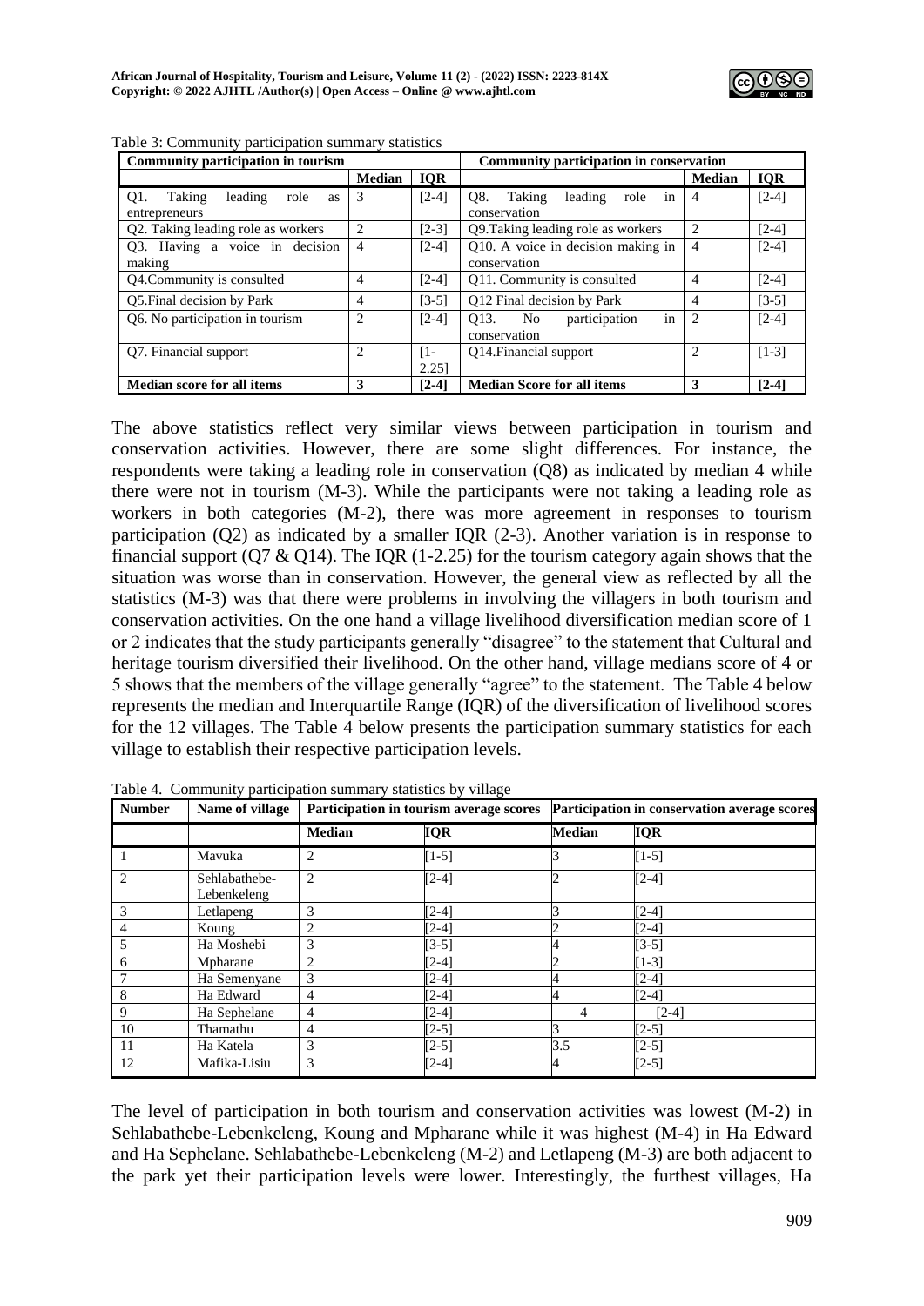Table 3: Community participation summary statistics

| Community participation in tourism | | | Community participation in conservation | | |
|---|---|---|---|---|---|
| | Median | IQR | | Median | IQR |
| Q1. Taking leading role as entrepreneurs | 3 | [2-4] | Q8. Taking leading role in conservation | 4 | [2-4] |
| Q2. Taking leading role as workers | 2 | [2-3] | Q9.Taking leading role as workers | 2 | [2-4] |
| Q3. Having a voice in decision making | 4 | [2-4] | Q10. A voice in decision making in conservation | 4 | [2-4] |
| Q4.Community is consulted | 4 | [2-4] | Q11. Community is consulted | 4 | [2-4] |
| Q5.Final decision by Park | 4 | [3-5] | Q12 Final decision by Park | 4 | [3-5] |
| Q6. No participation in tourism | 2 | [2-4] | Q13. No participation in conservation | 2 | [2-4] |
| Q7. Financial support | 2 | [1-2.25] | Q14.Financial support | 2 | [1-3] |
| **Median score for all items** | **3** | **[2-4]** | **Median Score for all items** | **3** | **[2-4]** |

The above statistics reflect very similar views between participation in tourism and conservation activities. However, there are some slight differences. For instance, the respondents were taking a leading role in conservation (Q8) as indicated by median 4 while there were not in tourism (M-3). While the participants were not taking a leading role as workers in both categories (M-2), there was more agreement in responses to tourism participation (Q2) as indicated by a smaller IQR (2-3). Another variation is in response to financial support (Q7 & Q14). The IQR (1-2.25) for the tourism category again shows that the situation was worse than in conservation. However, the general view as reflected by all the statistics (M-3) was that there were problems in involving the villagers in both tourism and conservation activities. On the one hand a village livelihood diversification median score of 1 or 2 indicates that the study participants generally "disagree" to the statement that Cultural and heritage tourism diversified their livelihood. On the other hand, village medians score of 4 or 5 shows that the members of the village generally "agree" to the statement. The Table 4 below represents the median and Interquartile Range (IQR) of the diversification of livelihood scores for the 12 villages. The Table 4 below presents the participation summary statistics for each village to establish their respective participation levels.

Table 4. Community participation summary statistics by village

| Number | Name of village | Participation in tourism average scores | | Participation in conservation average scores | |
|---|---|---|---|---|---|
| | | Median | IQR | Median | IQR |
| 1 | Mavuka | 2 | [1-5] | 3 | [1-5] |
| 2 | Sehlabathebe-Lebenkeleng | 2 | [2-4] | 2 | [2-4] |
| 3 | Letlapeng | 3 | [2-4] | 3 | [2-4] |
| 4 | Koung | 2 | [2-4] | 2 | [2-4] |
| 5 | Ha Moshebi | 3 | [3-5] | 4 | [3-5] |
| 6 | Mpharane | 2 | [2-4] | 2 | [1-3] |
| 7 | Ha Semenyane | 3 | [2-4] | 4 | [2-4] |
| 8 | Ha Edward | 4 | [2-4] | 4 | [2-4] |
| 9 | Ha Sephelane | 4 | [2-4] | 4 | [2-4] |
| 10 | Thamathu | 4 | [2-5] | 3 | [2-5] |
| 11 | Ha Katela | 3 | [2-5] | 3.5 | [2-5] |
| 12 | Mafika-Lisiu | 3 | [2-4] | 4 | [2-5] |

The level of participation in both tourism and conservation activities was lowest (M-2) in Sehlabathebe-Lebenkeleng, Koung and Mpharane while it was highest (M-4) in Ha Edward and Ha Sephelane. Sehlabathebe-Lebenkeleng (M-2) and Letlapeng (M-3) are both adjacent to the park yet their participation levels were lower. Interestingly, the furthest villages, Ha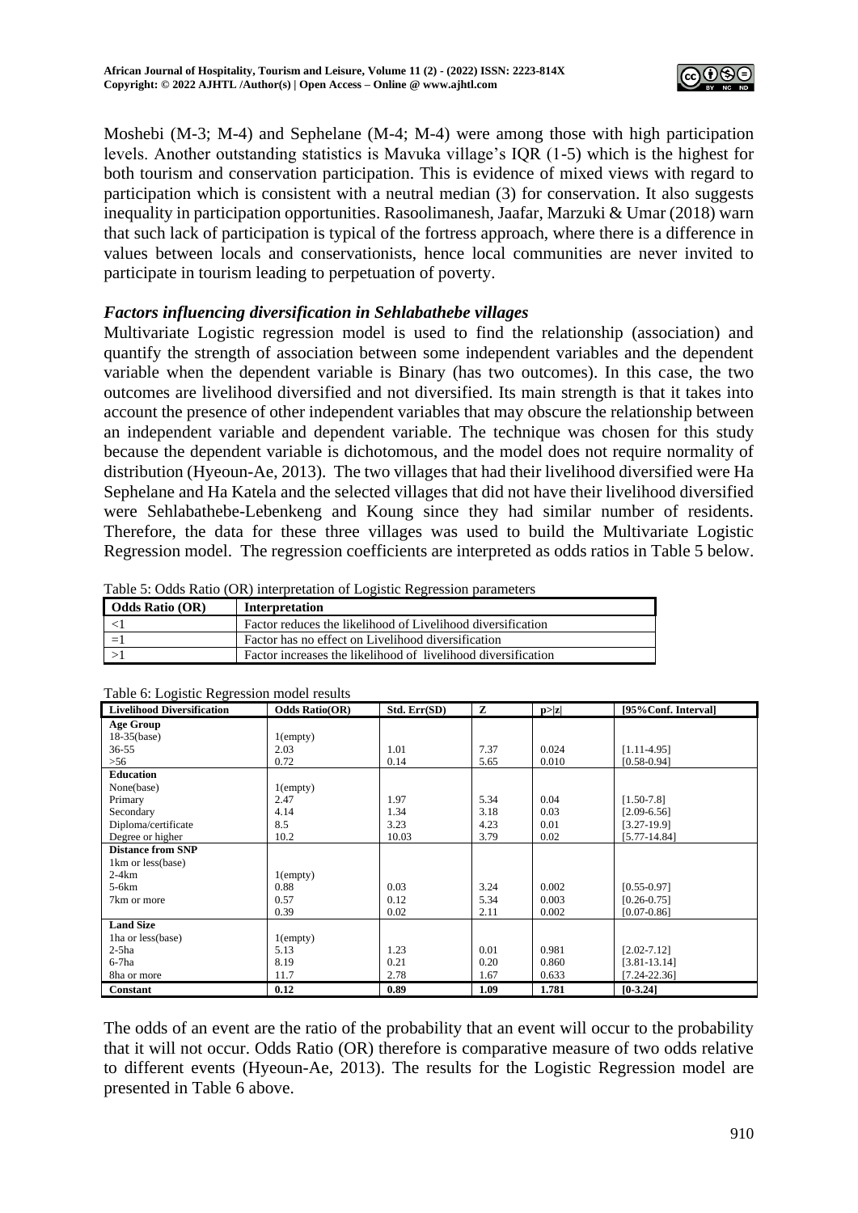Moshebi (M-3; M-4) and Sephelane (M-4; M-4) were among those with high participation levels. Another outstanding statistics is Mavuka village's IQR (1-5) which is the highest for both tourism and conservation participation. This is evidence of mixed views with regard to participation which is consistent with a neutral median (3) for conservation. It also suggests inequality in participation opportunities. Rasoolimanesh, Jaafar, Marzuki & Umar (2018) warn that such lack of participation is typical of the fortress approach, where there is a difference in values between locals and conservationists, hence local communities are never invited to participate in tourism leading to perpetuation of poverty.

### *Factors influencing diversification in Sehlabathebe villages*

Multivariate Logistic regression model is used to find the relationship (association) and quantify the strength of association between some independent variables and the dependent variable when the dependent variable is Binary (has two outcomes). In this case, the two outcomes are livelihood diversified and not diversified. Its main strength is that it takes into account the presence of other independent variables that may obscure the relationship between an independent variable and dependent variable. The technique was chosen for this study because the dependent variable is dichotomous, and the model does not require normality of distribution (Hyeoun-Ae, 2013). The two villages that had their livelihood diversified were Ha Sephelane and Ha Katela and the selected villages that did not have their livelihood diversified were Sehlabathebe-Lebenkeng and Koung since they had similar number of residents. Therefore, the data for these three villages was used to build the Multivariate Logistic Regression model. The regression coefficients are interpreted as odds ratios in Table 5 below.

Table 5: Odds Ratio (OR) interpretation of Logistic Regression parameters

| Odds Ratio (OR) | Interpretation |
|---|---|
| <1 | Factor reduces the likelihood of Livelihood diversification |
| =1 | Factor has no effect on Livelihood diversification |
| >1 | Factor increases the likelihood of livelihood diversification |

Table 6: Logistic Regression model results

| Livelihood Diversification | Odds Ratio(OR) | Std. Err(SD) | Z | p>\|z\| | [95%Conf. Interval] |
|---|---|---|---|---|---|
| **Age Group** | | | | | |
| 18-35(base) | 1(empty) | | | | |
| 36-55 | 2.03 | 1.01 | 7.37 | 0.024 | [1.11-4.95] |
| >56 | 0.72 | 0.14 | 5.65 | 0.010 | [0.58-0.94] |
| **Education** | | | | | |
| None(base) | 1(empty) | | | | |
| Primary | 2.47 | 1.97 | 5.34 | 0.04 | [1.50-7.8] |
| Secondary | 4.14 | 1.34 | 3.18 | 0.03 | [2.09-6.56] |
| Diploma/certificate | 8.5 | 3.23 | 4.23 | 0.01 | [3.27-19.9] |
| Degree or higher | 10.2 | 10.03 | 3.79 | 0.02 | [5.77-14.84] |
| **Distance from SNP** | | | | | |
| 1km or less(base) | | | | | |
| 2-4km | 1(empty) | | | | |
| 5-6km | 0.88 | 0.03 | 3.24 | 0.002 | [0.55-0.97] |
| 7km or more | 0.57 | 0.12 | 5.34 | 0.003 | [0.26-0.75] |
| | 0.39 | 0.02 | 2.11 | 0.002 | [0.07-0.86] |
| **Land Size** | | | | | |
| 1ha or less(base) | 1(empty) | | | | |
| 2-5ha | 5.13 | 1.23 | 0.01 | 0.981 | [2.02-7.12] |
| 6-7ha | 8.19 | 0.21 | 0.20 | 0.860 | [3.81-13.14] |
| 8ha or more | 11.7 | 2.78 | 1.67 | 0.633 | [7.24-22.36] |
| **Constant** | **0.12** | **0.89** | **1.09** | **1.781** | **[0-3.24]** |

The odds of an event are the ratio of the probability that an event will occur to the probability that it will not occur. Odds Ratio (OR) therefore is comparative measure of two odds relative to different events (Hyeoun-Ae, 2013). The results for the Logistic Regression model are presented in Table 6 above.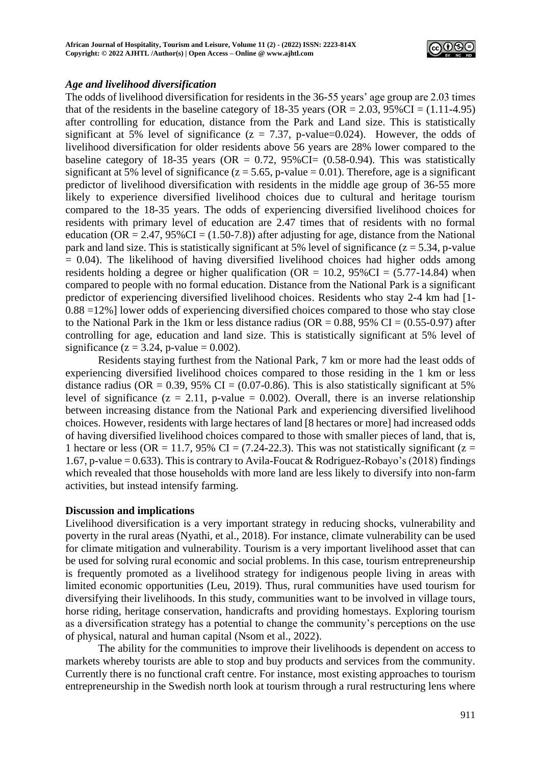### *Age and livelihood diversification*

The odds of livelihood diversification for residents in the 36-55 years' age group are 2.03 times that of the residents in the baseline category of 18-35 years (OR = 2.03, 95%CI = (1.11-4.95) after controlling for education, distance from the Park and Land size. This is statistically significant at 5% level of significance ($z = 7.37$, p-value=0.024). However, the odds of livelihood diversification for older residents above 56 years are 28% lower compared to the baseline category of 18-35 years (OR = 0.72, 95%CI= (0.58-0.94). This was statistically significant at 5% level of significance ($z = 5.65$, p-value = 0.01). Therefore, age is a significant predictor of livelihood diversification with residents in the middle age group of 36-55 more likely to experience diversified livelihood choices due to cultural and heritage tourism compared to the 18-35 years. The odds of experiencing diversified livelihood choices for residents with primary level of education are 2.47 times that of residents with no formal education (OR = 2.47, 95%CI = (1.50-7.8)) after adjusting for age, distance from the National park and land size. This is statistically significant at 5% level of significance ($z = 5.34$, p-value = 0.04). The likelihood of having diversified livelihood choices had higher odds among residents holding a degree or higher qualification (OR = 10.2, 95%CI = (5.77-14.84) when compared to people with no formal education. Distance from the National Park is a significant predictor of experiencing diversified livelihood choices. Residents who stay 2-4 km had [1-0.88 =12%] lower odds of experiencing diversified choices compared to those who stay close to the National Park in the 1km or less distance radius (OR = 0.88, 95% CI = (0.55-0.97) after controlling for age, education and land size. This is statistically significant at 5% level of significance ($z = 3.24$, p-value = 0.002).

Residents staying furthest from the National Park, 7 km or more had the least odds of experiencing diversified livelihood choices compared to those residing in the 1 km or less distance radius (OR = 0.39, 95% CI = (0.07-0.86). This is also statistically significant at 5% level of significance ($z = 2.11$, p-value = 0.002). Overall, there is an inverse relationship between increasing distance from the National Park and experiencing diversified livelihood choices. However, residents with large hectares of land [8 hectares or more] had increased odds of having diversified livelihood choices compared to those with smaller pieces of land, that is, 1 hectare or less (OR = 11.7, 95% CI = (7.24-22.3). This was not statistically significant ($z = 1.67$, p-value = 0.633). This is contrary to Avila-Foucat & Rodriguez-Robayo's (2018) findings which revealed that those households with more land are less likely to diversify into non-farm activities, but instead intensify farming.

## Discussion and implications

Livelihood diversification is a very important strategy in reducing shocks, vulnerability and poverty in the rural areas (Nyathi, et al., 2018). For instance, climate vulnerability can be used for climate mitigation and vulnerability. Tourism is a very important livelihood asset that can be used for solving rural economic and social problems. In this case, tourism entrepreneurship is frequently promoted as a livelihood strategy for indigenous people living in areas with limited economic opportunities (Leu, 2019). Thus, rural communities have used tourism for diversifying their livelihoods. In this study, communities want to be involved in village tours, horse riding, heritage conservation, handicrafts and providing homestays. Exploring tourism as a diversification strategy has a potential to change the community's perceptions on the use of physical, natural and human capital (Nsom et al., 2022).

The ability for the communities to improve their livelihoods is dependent on access to markets whereby tourists are able to stop and buy products and services from the community. Currently there is no functional craft centre. For instance, most existing approaches to tourism entrepreneurship in the Swedish north look at tourism through a rural restructuring lens where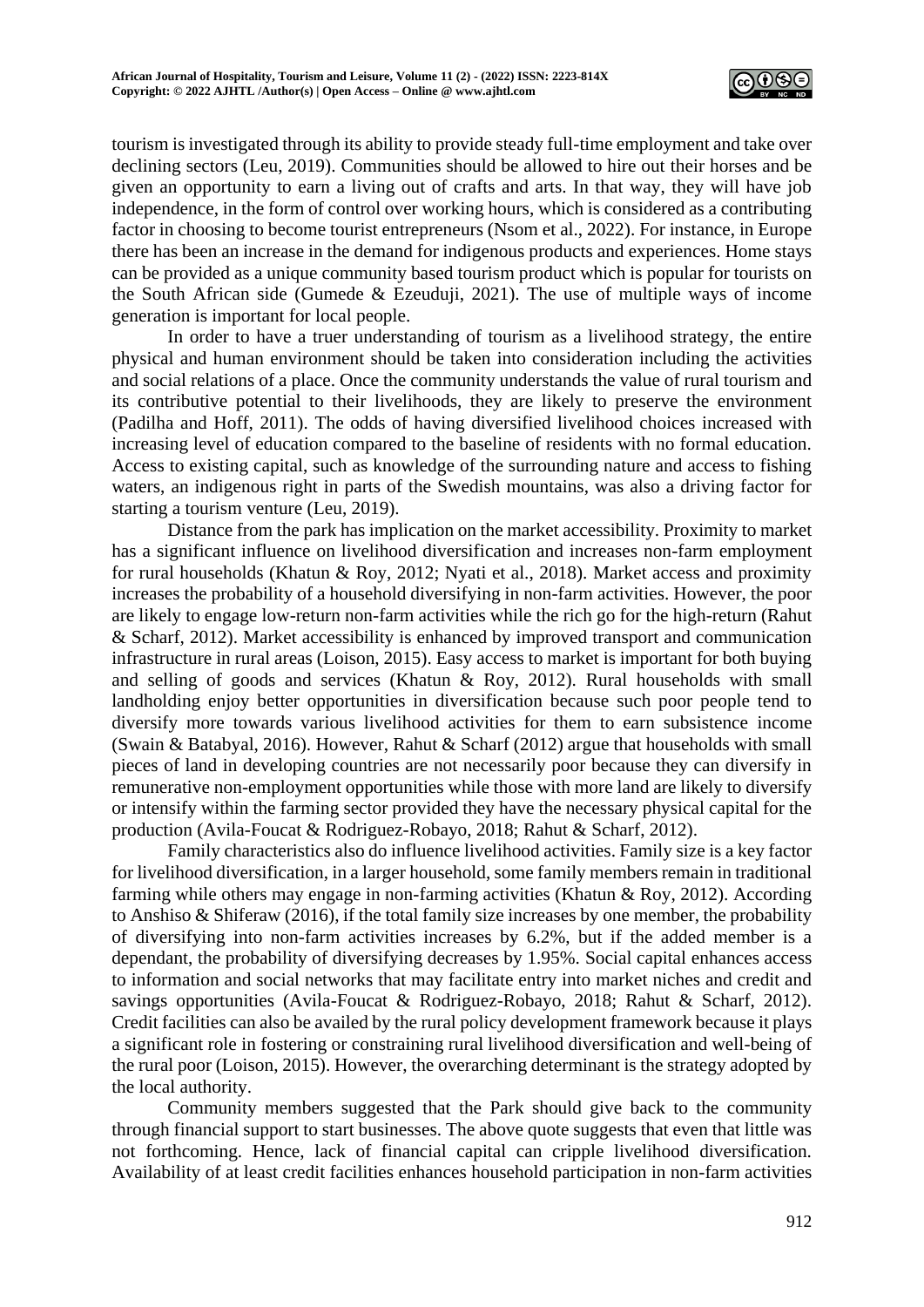tourism is investigated through its ability to provide steady full-time employment and take over declining sectors (Leu, 2019). Communities should be allowed to hire out their horses and be given an opportunity to earn a living out of crafts and arts. In that way, they will have job independence, in the form of control over working hours, which is considered as a contributing factor in choosing to become tourist entrepreneurs (Nsom et al., 2022). For instance, in Europe there has been an increase in the demand for indigenous products and experiences. Home stays can be provided as a unique community based tourism product which is popular for tourists on the South African side (Gumede & Ezeuduji, 2021). The use of multiple ways of income generation is important for local people.

In order to have a truer understanding of tourism as a livelihood strategy, the entire physical and human environment should be taken into consideration including the activities and social relations of a place. Once the community understands the value of rural tourism and its contributive potential to their livelihoods, they are likely to preserve the environment (Padilha and Hoff, 2011). The odds of having diversified livelihood choices increased with increasing level of education compared to the baseline of residents with no formal education. Access to existing capital, such as knowledge of the surrounding nature and access to fishing waters, an indigenous right in parts of the Swedish mountains, was also a driving factor for starting a tourism venture (Leu, 2019).

Distance from the park has implication on the market accessibility. Proximity to market has a significant influence on livelihood diversification and increases non-farm employment for rural households (Khatun & Roy, 2012; Nyati et al., 2018). Market access and proximity increases the probability of a household diversifying in non-farm activities. However, the poor are likely to engage low-return non-farm activities while the rich go for the high-return (Rahut & Scharf, 2012). Market accessibility is enhanced by improved transport and communication infrastructure in rural areas (Loison, 2015). Easy access to market is important for both buying and selling of goods and services (Khatun & Roy, 2012). Rural households with small landholding enjoy better opportunities in diversification because such poor people tend to diversify more towards various livelihood activities for them to earn subsistence income (Swain & Batabyal, 2016). However, Rahut & Scharf (2012) argue that households with small pieces of land in developing countries are not necessarily poor because they can diversify in remunerative non-employment opportunities while those with more land are likely to diversify or intensify within the farming sector provided they have the necessary physical capital for the production (Avila-Foucat & Rodriguez-Robayo, 2018; Rahut & Scharf, 2012).

Family characteristics also do influence livelihood activities. Family size is a key factor for livelihood diversification, in a larger household, some family members remain in traditional farming while others may engage in non-farming activities (Khatun & Roy, 2012). According to Anshiso & Shiferaw (2016), if the total family size increases by one member, the probability of diversifying into non-farm activities increases by 6.2%, but if the added member is a dependant, the probability of diversifying decreases by 1.95%. Social capital enhances access to information and social networks that may facilitate entry into market niches and credit and savings opportunities (Avila-Foucat & Rodriguez-Robayo, 2018; Rahut & Scharf, 2012). Credit facilities can also be availed by the rural policy development framework because it plays a significant role in fostering or constraining rural livelihood diversification and well-being of the rural poor (Loison, 2015). However, the overarching determinant is the strategy adopted by the local authority.

Community members suggested that the Park should give back to the community through financial support to start businesses. The above quote suggests that even that little was not forthcoming. Hence, lack of financial capital can cripple livelihood diversification. Availability of at least credit facilities enhances household participation in non-farm activities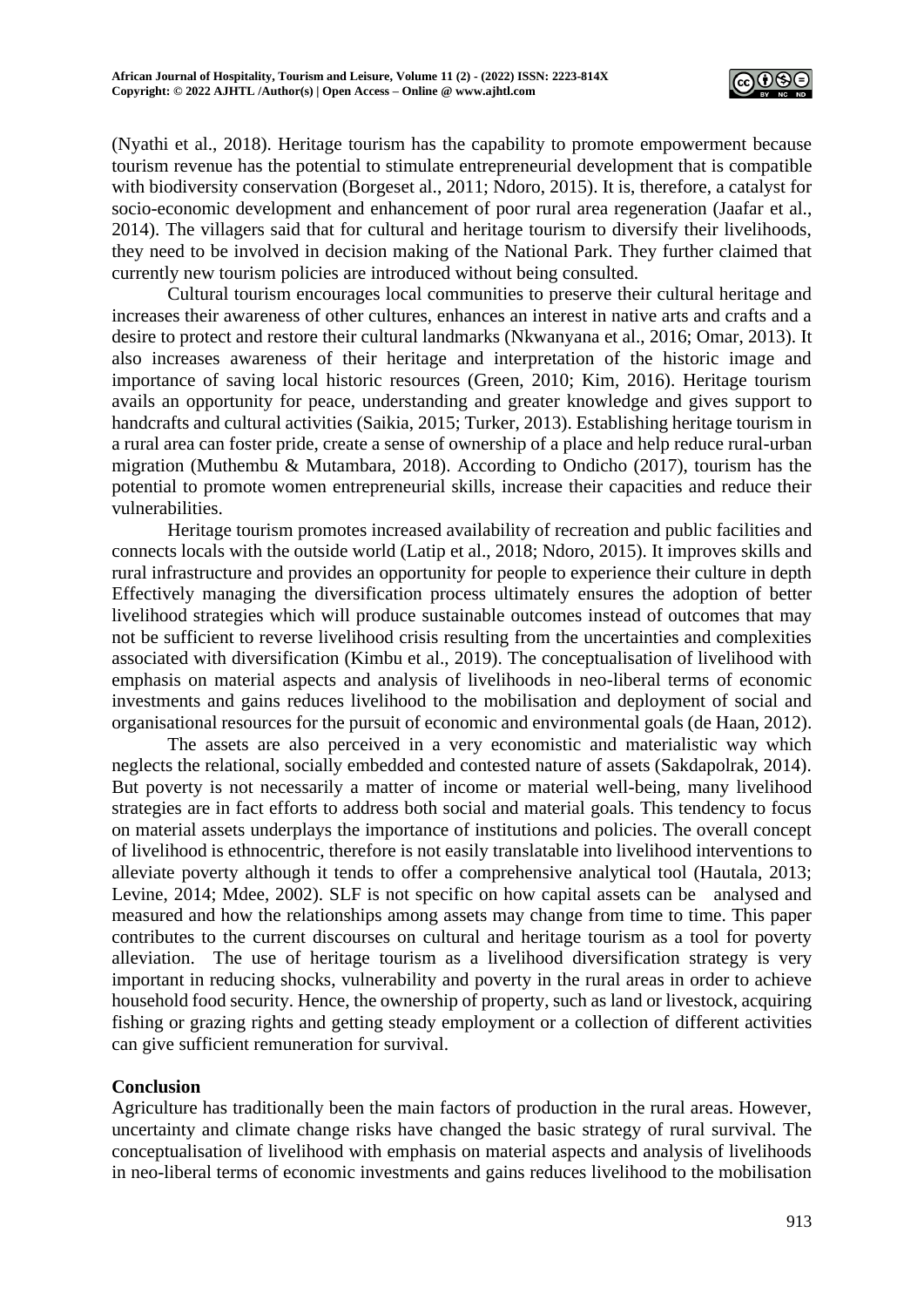(Nyathi et al., 2018). Heritage tourism has the capability to promote empowerment because tourism revenue has the potential to stimulate entrepreneurial development that is compatible with biodiversity conservation (Borgeset al., 2011; Ndoro, 2015). It is, therefore, a catalyst for socio-economic development and enhancement of poor rural area regeneration (Jaafar et al., 2014). The villagers said that for cultural and heritage tourism to diversify their livelihoods, they need to be involved in decision making of the National Park. They further claimed that currently new tourism policies are introduced without being consulted.

Cultural tourism encourages local communities to preserve their cultural heritage and increases their awareness of other cultures, enhances an interest in native arts and crafts and a desire to protect and restore their cultural landmarks (Nkwanyana et al., 2016; Omar, 2013). It also increases awareness of their heritage and interpretation of the historic image and importance of saving local historic resources (Green, 2010; Kim, 2016). Heritage tourism avails an opportunity for peace, understanding and greater knowledge and gives support to handcrafts and cultural activities (Saikia, 2015; Turker, 2013). Establishing heritage tourism in a rural area can foster pride, create a sense of ownership of a place and help reduce rural-urban migration (Muthembu & Mutambara, 2018). According to Ondicho (2017), tourism has the potential to promote women entrepreneurial skills, increase their capacities and reduce their vulnerabilities.

Heritage tourism promotes increased availability of recreation and public facilities and connects locals with the outside world (Latip et al., 2018; Ndoro, 2015). It improves skills and rural infrastructure and provides an opportunity for people to experience their culture in depth Effectively managing the diversification process ultimately ensures the adoption of better livelihood strategies which will produce sustainable outcomes instead of outcomes that may not be sufficient to reverse livelihood crisis resulting from the uncertainties and complexities associated with diversification (Kimbu et al., 2019). The conceptualisation of livelihood with emphasis on material aspects and analysis of livelihoods in neo-liberal terms of economic investments and gains reduces livelihood to the mobilisation and deployment of social and organisational resources for the pursuit of economic and environmental goals (de Haan, 2012).

The assets are also perceived in a very economistic and materialistic way which neglects the relational, socially embedded and contested nature of assets (Sakdapolrak, 2014). But poverty is not necessarily a matter of income or material well-being, many livelihood strategies are in fact efforts to address both social and material goals. This tendency to focus on material assets underplays the importance of institutions and policies. The overall concept of livelihood is ethnocentric, therefore is not easily translatable into livelihood interventions to alleviate poverty although it tends to offer a comprehensive analytical tool (Hautala, 2013; Levine, 2014; Mdee, 2002). SLF is not specific on how capital assets can be analysed and measured and how the relationships among assets may change from time to time. This paper contributes to the current discourses on cultural and heritage tourism as a tool for poverty alleviation. The use of heritage tourism as a livelihood diversification strategy is very important in reducing shocks, vulnerability and poverty in the rural areas in order to achieve household food security. Hence, the ownership of property, such as land or livestock, acquiring fishing or grazing rights and getting steady employment or a collection of different activities can give sufficient remuneration for survival.

## Conclusion

Agriculture has traditionally been the main factors of production in the rural areas. However, uncertainty and climate change risks have changed the basic strategy of rural survival. The conceptualisation of livelihood with emphasis on material aspects and analysis of livelihoods in neo-liberal terms of economic investments and gains reduces livelihood to the mobilisation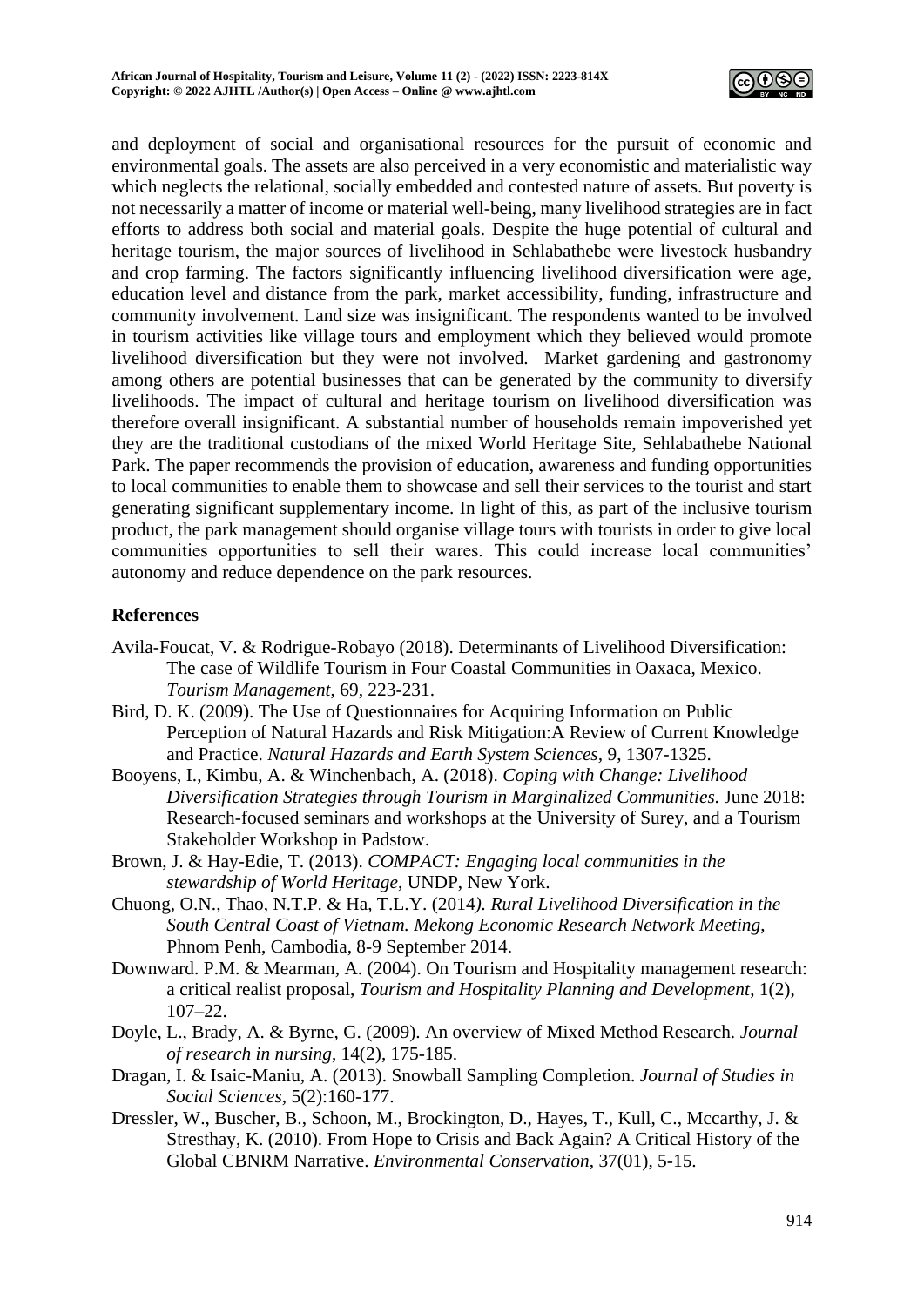and deployment of social and organisational resources for the pursuit of economic and environmental goals. The assets are also perceived in a very economistic and materialistic way which neglects the relational, socially embedded and contested nature of assets. But poverty is not necessarily a matter of income or material well-being, many livelihood strategies are in fact efforts to address both social and material goals. Despite the huge potential of cultural and heritage tourism, the major sources of livelihood in Sehlabathebe were livestock husbandry and crop farming. The factors significantly influencing livelihood diversification were age, education level and distance from the park, market accessibility, funding, infrastructure and community involvement. Land size was insignificant. The respondents wanted to be involved in tourism activities like village tours and employment which they believed would promote livelihood diversification but they were not involved. Market gardening and gastronomy among others are potential businesses that can be generated by the community to diversify livelihoods. The impact of cultural and heritage tourism on livelihood diversification was therefore overall insignificant. A substantial number of households remain impoverished yet they are the traditional custodians of the mixed World Heritage Site, Sehlabathebe National Park. The paper recommends the provision of education, awareness and funding opportunities to local communities to enable them to showcase and sell their services to the tourist and start generating significant supplementary income. In light of this, as part of the inclusive tourism product, the park management should organise village tours with tourists in order to give local communities opportunities to sell their wares. This could increase local communities' autonomy and reduce dependence on the park resources.

## References

Avila-Foucat, V. & Rodrigue-Robayo (2018). Determinants of Livelihood Diversification: The case of Wildlife Tourism in Four Coastal Communities in Oaxaca, Mexico. *Tourism Management*, 69, 223-231.

Bird, D. K. (2009). The Use of Questionnaires for Acquiring Information on Public Perception of Natural Hazards and Risk Mitigation:A Review of Current Knowledge and Practice. *Natural Hazards and Earth System Sciences*, 9, 1307-1325.

Booyens, I., Kimbu, A. & Winchenbach, A. (2018). *Coping with Change: Livelihood Diversification Strategies through Tourism in Marginalized Communities.* June 2018: Research-focused seminars and workshops at the University of Surey, and a Tourism Stakeholder Workshop in Padstow.

Brown, J. & Hay-Edie, T. (2013). *COMPACT: Engaging local communities in the stewardship of World Heritage*, UNDP, New York.

Chuong, O.N., Thao, N.T.P. & Ha, T.L.Y. (2014*). Rural Livelihood Diversification in the South Central Coast of Vietnam. Mekong Economic Research Network Meeting*, Phnom Penh, Cambodia, 8-9 September 2014.

Downward. P.M. & Mearman, A. (2004). On Tourism and Hospitality management research: a critical realist proposal, *Tourism and Hospitality Planning and Development*, 1(2), 107–22.

Doyle, L., Brady, A. & Byrne, G. (2009). An overview of Mixed Method Research. *Journal of research in nursing*, 14(2), 175-185.

Dragan, I. & Isaic-Maniu, A. (2013). Snowball Sampling Completion. *Journal of Studies in Social Sciences*, 5(2):160-177.

Dressler, W., Buscher, B., Schoon, M., Brockington, D., Hayes, T., Kull, C., Mccarthy, J. & Stresthay, K. (2010). From Hope to Crisis and Back Again? A Critical History of the Global CBNRM Narrative. *Environmental Conservation*, 37(01), 5-15.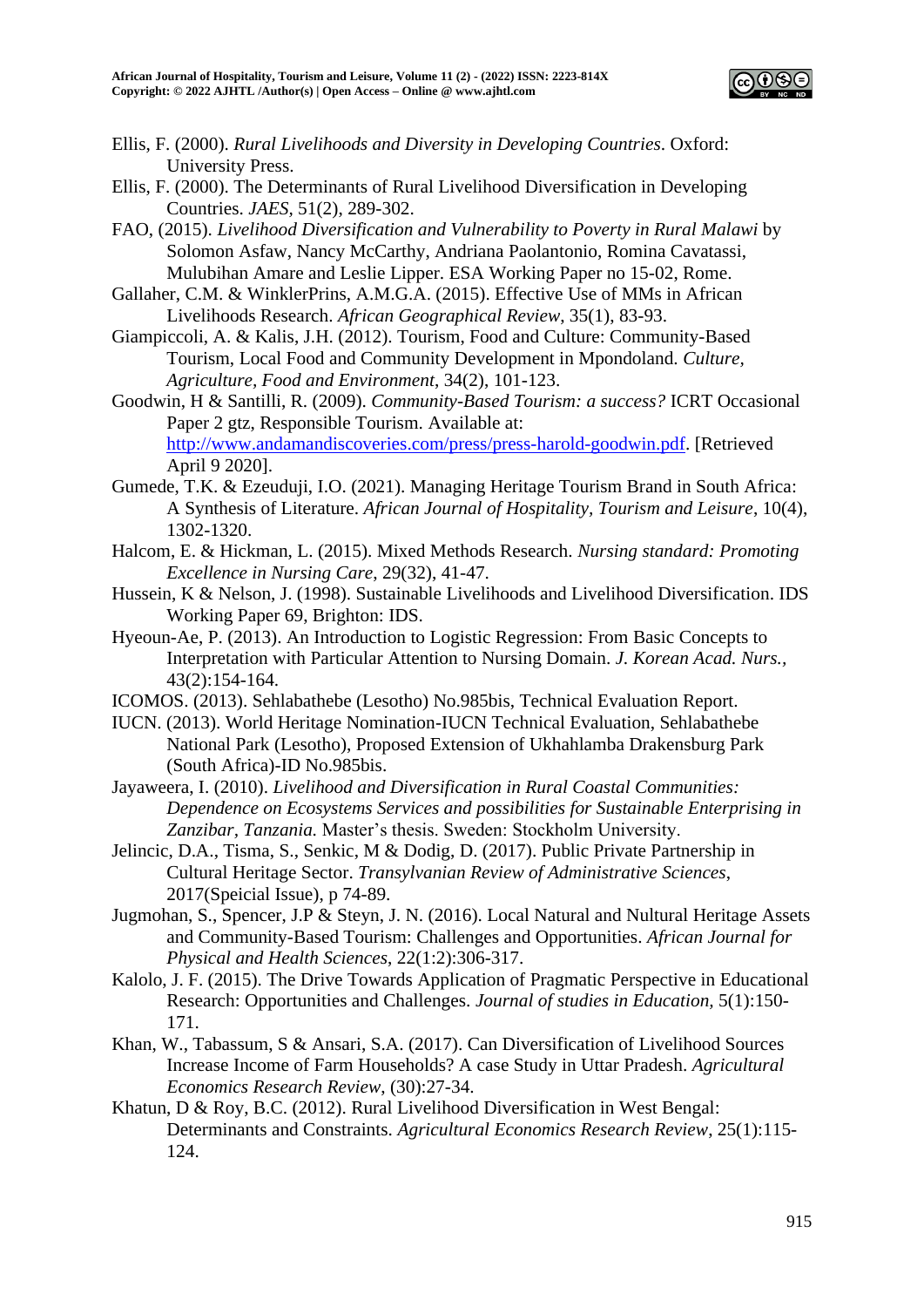Ellis, F. (2000). *Rural Livelihoods and Diversity in Developing Countries*. Oxford: University Press.

Ellis, F. (2000). The Determinants of Rural Livelihood Diversification in Developing Countries. *JAES*, 51(2), 289-302.

FAO, (2015). *Livelihood Diversification and Vulnerability to Poverty in Rural Malawi* by Solomon Asfaw, Nancy McCarthy, Andriana Paolantonio, Romina Cavatassi, Mulubihan Amare and Leslie Lipper. ESA Working Paper no 15-02, Rome.

Gallaher, C.M. & WinklerPrins, A.M.G.A. (2015). Effective Use of MMs in African Livelihoods Research. *African Geographical Review*, 35(1), 83-93.

Giampiccoli, A. & Kalis, J.H. (2012). Tourism, Food and Culture: Community-Based Tourism, Local Food and Community Development in Mpondoland. *Culture, Agriculture, Food and Environment*, 34(2), 101-123.

Goodwin, H & Santilli, R. (2009). *Community-Based Tourism: a success?* ICRT Occasional Paper 2 gtz, Responsible Tourism. Available at: http://www.andamandiscoveries.com/press/press-harold-goodwin.pdf. [Retrieved April 9 2020].

Gumede, T.K. & Ezeuduji, I.O. (2021). Managing Heritage Tourism Brand in South Africa: A Synthesis of Literature. *African Journal of Hospitality, Tourism and Leisure*, 10(4), 1302-1320.

Halcom, E. & Hickman, L. (2015). Mixed Methods Research. *Nursing standard: Promoting Excellence in Nursing Care*, 29(32), 41-47.

Hussein, K & Nelson, J. (1998). Sustainable Livelihoods and Livelihood Diversification. IDS Working Paper 69, Brighton: IDS.

Hyeoun-Ae, P. (2013). An Introduction to Logistic Regression: From Basic Concepts to Interpretation with Particular Attention to Nursing Domain. *J. Korean Acad. Nurs.*, 43(2):154-164.

ICOMOS. (2013). Sehlabathebe (Lesotho) No.985bis, Technical Evaluation Report.

IUCN. (2013). World Heritage Nomination-IUCN Technical Evaluation, Sehlabathebe National Park (Lesotho), Proposed Extension of Ukhahlamba Drakensburg Park (South Africa)-ID No.985bis.

Jayaweera, I. (2010). *Livelihood and Diversification in Rural Coastal Communities: Dependence on Ecosystems Services and possibilities for Sustainable Enterprising in Zanzibar, Tanzania.* Master's thesis. Sweden: Stockholm University.

Jelincic, D.A., Tisma, S., Senkic, M & Dodig, D. (2017). Public Private Partnership in Cultural Heritage Sector. *Transylvanian Review of Administrative Sciences*, 2017(Speicial Issue), p 74-89.

Jugmohan, S., Spencer, J.P & Steyn, J. N. (2016). Local Natural and Nultural Heritage Assets and Community-Based Tourism: Challenges and Opportunities. *African Journal for Physical and Health Sciences*, 22(1:2):306-317.

Kalolo, J. F. (2015). The Drive Towards Application of Pragmatic Perspective in Educational Research: Opportunities and Challenges. *Journal of studies in Education,* 5(1):150-171.

Khan, W., Tabassum, S & Ansari, S.A. (2017). Can Diversification of Livelihood Sources Increase Income of Farm Households? A case Study in Uttar Pradesh. *Agricultural Economics Research Review*, (30):27-34.

Khatun, D & Roy, B.C. (2012). Rural Livelihood Diversification in West Bengal: Determinants and Constraints. *Agricultural Economics Research Review*, 25(1):115-124.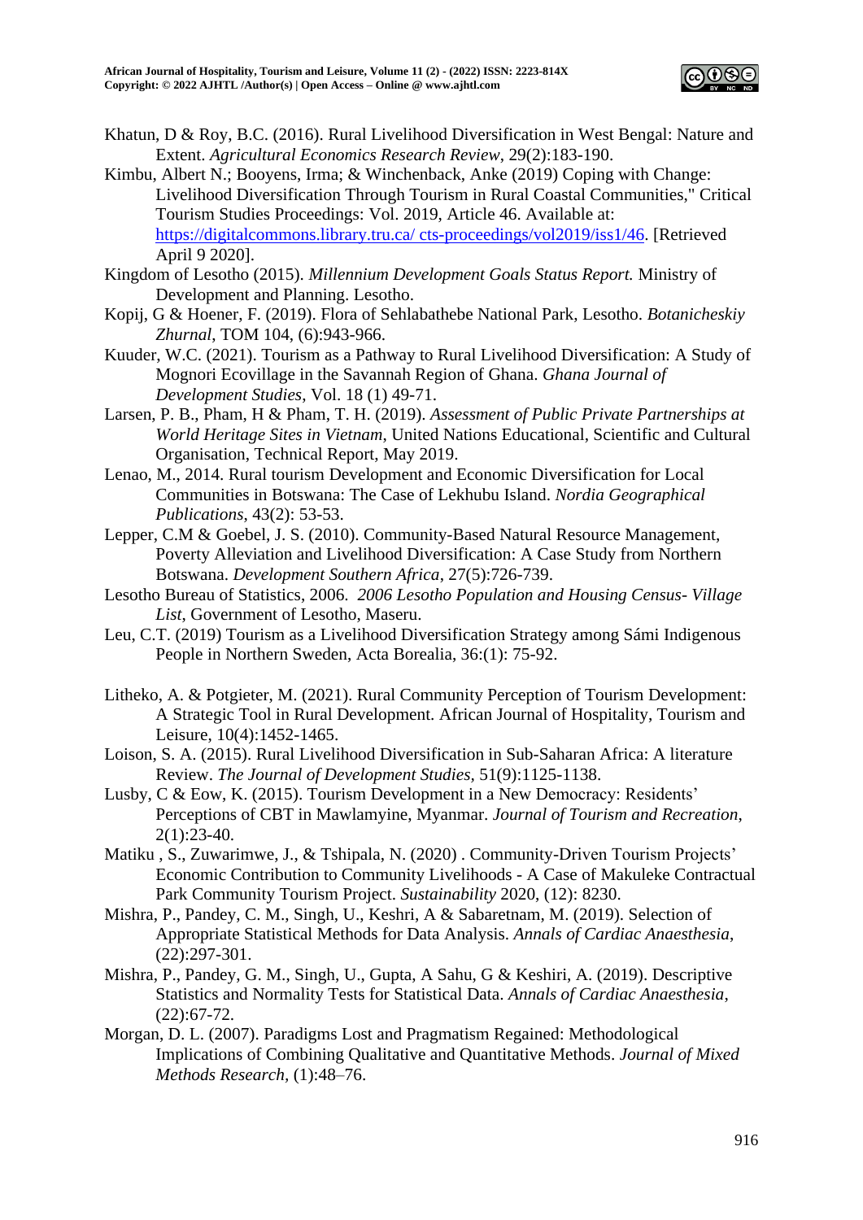Khatun, D & Roy, B.C. (2016). Rural Livelihood Diversification in West Bengal: Nature and Extent. *Agricultural Economics Research Review*, 29(2):183-190.

Kimbu, Albert N.; Booyens, Irma; & Winchenback, Anke (2019) Coping with Change: Livelihood Diversification Through Tourism in Rural Coastal Communities," Critical Tourism Studies Proceedings: Vol. 2019, Article 46. Available at: https://digitalcommons.library.tru.ca/ cts-proceedings/vol2019/iss1/46. [Retrieved April 9 2020].

Kingdom of Lesotho (2015). *Millennium Development Goals Status Report.* Ministry of Development and Planning. Lesotho.

Kopij, G & Hoener, F. (2019). Flora of Sehlabathebe National Park, Lesotho. *Botanicheskiy Zhurnal*, TOM 104, (6):943-966.

Kuuder, W.C. (2021). Tourism as a Pathway to Rural Livelihood Diversification: A Study of Mognori Ecovillage in the Savannah Region of Ghana. *Ghana Journal of Development Studies*, Vol. 18 (1) 49-71.

Larsen, P. B., Pham, H & Pham, T. H. (2019). *Assessment of Public Private Partnerships at World Heritage Sites in Vietnam*, United Nations Educational, Scientific and Cultural Organisation, Technical Report, May 2019.

Lenao, M., 2014. Rural tourism Development and Economic Diversification for Local Communities in Botswana: The Case of Lekhubu Island. *Nordia Geographical Publications*, 43(2): 53-53.

Lepper, C.M & Goebel, J. S. (2010). Community-Based Natural Resource Management, Poverty Alleviation and Livelihood Diversification: A Case Study from Northern Botswana. *Development Southern Africa*, 27(5):726-739.

Lesotho Bureau of Statistics, 2006. *2006 Lesotho Population and Housing Census- Village List*, Government of Lesotho, Maseru.

Leu, C.T. (2019) Tourism as a Livelihood Diversification Strategy among Sámi Indigenous People in Northern Sweden, Acta Borealia, 36:(1): 75-92.

Litheko, A. & Potgieter, M. (2021). Rural Community Perception of Tourism Development: A Strategic Tool in Rural Development. African Journal of Hospitality, Tourism and Leisure, 10(4):1452-1465.

Loison, S. A. (2015). Rural Livelihood Diversification in Sub-Saharan Africa: A literature Review. *The Journal of Development Studies*, 51(9):1125-1138.

Lusby, C & Eow, K. (2015). Tourism Development in a New Democracy: Residents' Perceptions of CBT in Mawlamyine, Myanmar. *Journal of Tourism and Recreation*, 2(1):23-40.

Matiku , S., Zuwarimwe, J., & Tshipala, N. (2020) . Community-Driven Tourism Projects' Economic Contribution to Community Livelihoods - A Case of Makuleke Contractual Park Community Tourism Project. *Sustainability* 2020, (12): 8230.

Mishra, P., Pandey, C. M., Singh, U., Keshri, A & Sabaretnam, M. (2019). Selection of Appropriate Statistical Methods for Data Analysis. *Annals of Cardiac Anaesthesia*, (22):297-301.

Mishra, P., Pandey, G. M., Singh, U., Gupta, A Sahu, G & Keshiri, A. (2019). Descriptive Statistics and Normality Tests for Statistical Data. *Annals of Cardiac Anaesthesia*, (22):67-72.

Morgan, D. L. (2007). Paradigms Lost and Pragmatism Regained: Methodological Implications of Combining Qualitative and Quantitative Methods. *Journal of Mixed Methods Research*, (1):48–76.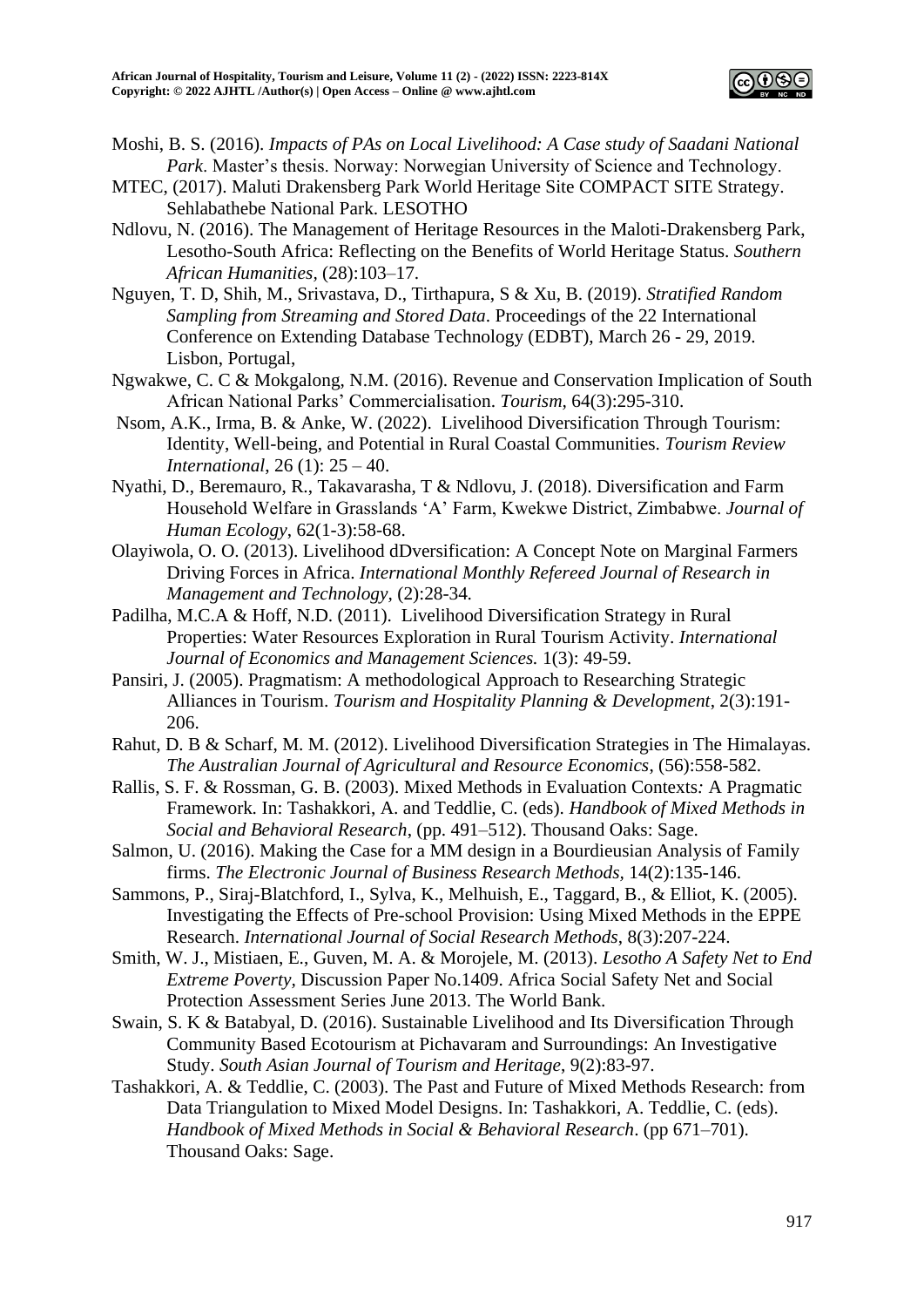Moshi, B. S. (2016). *Impacts of PAs on Local Livelihood: A Case study of Saadani National Park*. Master's thesis. Norway: Norwegian University of Science and Technology.

MTEC, (2017). Maluti Drakensberg Park World Heritage Site COMPACT SITE Strategy. Sehlabathebe National Park. LESOTHO

Ndlovu, N. (2016). The Management of Heritage Resources in the Maloti-Drakensberg Park, Lesotho-South Africa: Reflecting on the Benefits of World Heritage Status. *Southern African Humanities*, (28):103–17.

Nguyen, T. D, Shih, M., Srivastava, D., Tirthapura, S & Xu, B. (2019). *Stratified Random Sampling from Streaming and Stored Data*. Proceedings of the 22 International Conference on Extending Database Technology (EDBT), March 26 - 29, 2019. Lisbon, Portugal,

Ngwakwe, C. C & Mokgalong, N.M. (2016). Revenue and Conservation Implication of South African National Parks' Commercialisation. *Tourism,* 64(3):295-310.

Nsom, A.K., Irma, B. & Anke, W. (2022). Livelihood Diversification Through Tourism: Identity, Well-being, and Potential in Rural Coastal Communities. *Tourism Review International*, 26 (1): 25 – 40.

Nyathi, D., Beremauro, R., Takavarasha, T & Ndlovu, J. (2018). Diversification and Farm Household Welfare in Grasslands 'A' Farm, Kwekwe District, Zimbabwe. *Journal of Human Ecology*, 62(1-3):58-68.

Olayiwola, O. O. (2013). Livelihood dDversification: A Concept Note on Marginal Farmers Driving Forces in Africa. *International Monthly Refereed Journal of Research in Management and Technology*, (2):28-34.

Padilha, M.C.A & Hoff, N.D. (2011). Livelihood Diversification Strategy in Rural Properties: Water Resources Exploration in Rural Tourism Activity. *International Journal of Economics and Management Sciences.* 1(3): 49-59.

Pansiri, J. (2005). Pragmatism: A methodological Approach to Researching Strategic Alliances in Tourism. *Tourism and Hospitality Planning & Development*, 2(3):191-206.

Rahut, D. B & Scharf, M. M. (2012). Livelihood Diversification Strategies in The Himalayas. *The Australian Journal of Agricultural and Resource Economics*, (56):558-582.

Rallis, S. F. & Rossman, G. B. (2003). Mixed Methods in Evaluation Contexts*:* A Pragmatic Framework*.* In: Tashakkori, A. and Teddlie, C. (eds). *Handbook of Mixed Methods in Social and Behavioral Research*, (pp. 491–512). Thousand Oaks: Sage.

Salmon, U. (2016). Making the Case for a MM design in a Bourdieusian Analysis of Family firms. *The Electronic Journal of Business Research Methods,* 14(2):135-146.

Sammons, P., Siraj-Blatchford, I., Sylva, K., Melhuish, E., Taggard, B., & Elliot, K. (2005). Investigating the Effects of Pre-school Provision: Using Mixed Methods in the EPPE Research. *International Journal of Social Research Methods*, 8(3):207-224.

Smith, W. J., Mistiaen, E., Guven, M. A. & Morojele, M. (2013). *Lesotho A Safety Net to End Extreme Poverty*, Discussion Paper No.1409. Africa Social Safety Net and Social Protection Assessment Series June 2013. The World Bank.

Swain, S. K & Batabyal, D. (2016). Sustainable Livelihood and Its Diversification Through Community Based Ecotourism at Pichavaram and Surroundings: An Investigative Study. *South Asian Journal of Tourism and Heritage*, 9(2):83-97.

Tashakkori, A. & Teddlie, C. (2003). The Past and Future of Mixed Methods Research: from Data Triangulation to Mixed Model Designs. In: Tashakkori, A. Teddlie, C. (eds). *Handbook of Mixed Methods in Social & Behavioral Research*. (pp 671–701). Thousand Oaks: Sage.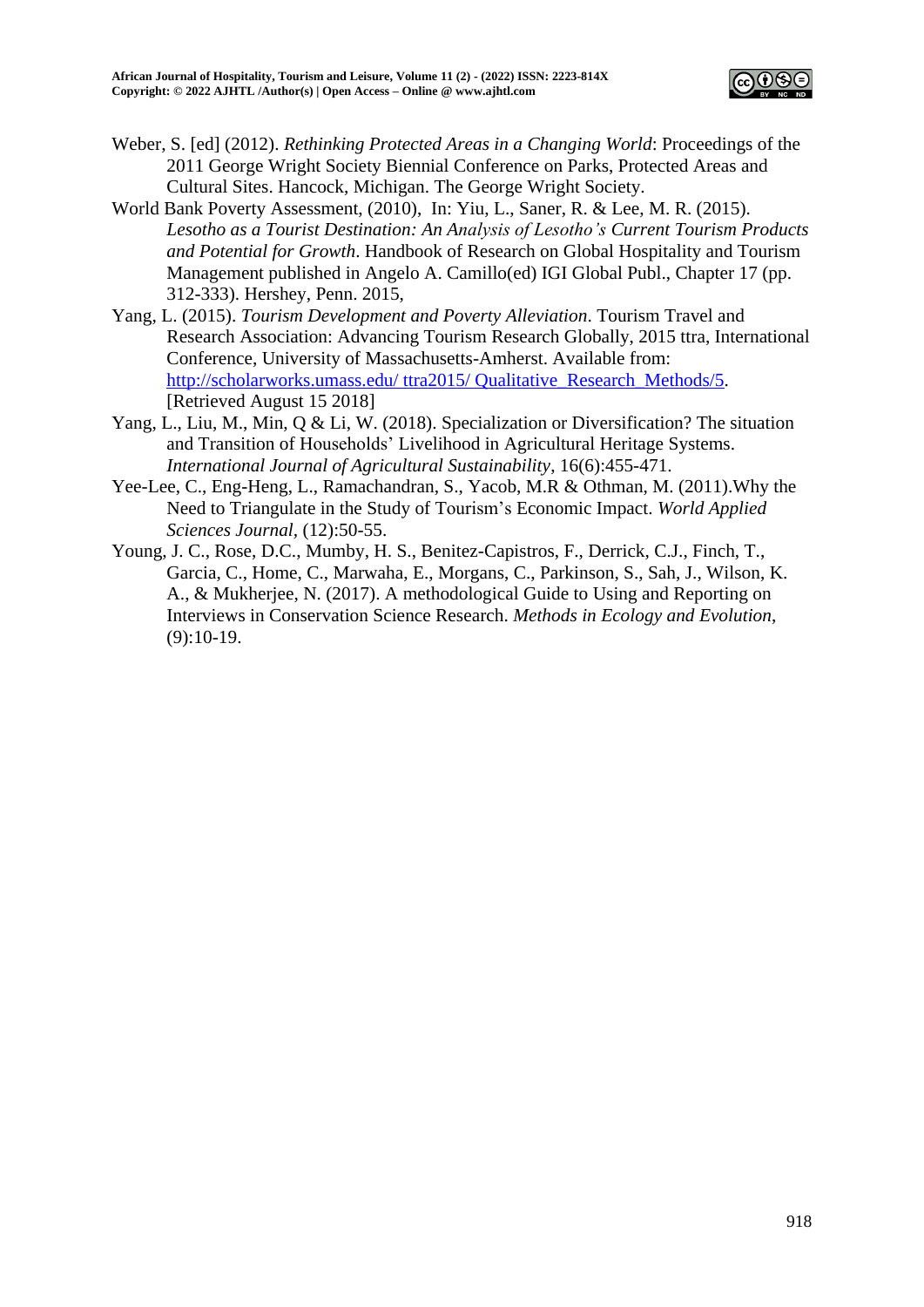Weber, S. [ed] (2012). *Rethinking Protected Areas in a Changing World*: Proceedings of the 2011 George Wright Society Biennial Conference on Parks, Protected Areas and Cultural Sites. Hancock, Michigan. The George Wright Society.

World Bank Poverty Assessment, (2010), In: Yiu, L., Saner, R. & Lee, M. R. (2015). *Lesotho as a Tourist Destination: An Analysis of Lesotho's Current Tourism Products and Potential for Growth*. Handbook of Research on Global Hospitality and Tourism Management published in Angelo A. Camillo(ed) IGI Global Publ., Chapter 17 (pp. 312-333). Hershey, Penn. 2015,

Yang, L. (2015). *Tourism Development and Poverty Alleviation*. Tourism Travel and Research Association: Advancing Tourism Research Globally, 2015 ttra, International Conference, University of Massachusetts-Amherst. Available from: [http://scholarworks.umass.edu/ ttra2015/ Qualitative_Research_Methods/5](http://scholarworks.umass.edu/ttra2015/Qualitative_Research_Methods/5). [Retrieved August 15 2018]

Yang, L., Liu, M., Min, Q & Li, W. (2018). Specialization or Diversification? The situation and Transition of Households' Livelihood in Agricultural Heritage Systems. *International Journal of Agricultural Sustainability*, 16(6):455-471.

Yee-Lee, C., Eng-Heng, L., Ramachandran, S., Yacob, M.R & Othman, M. (2011).Why the Need to Triangulate in the Study of Tourism's Economic Impact. *World Applied Sciences Journal*, (12):50-55.

Young, J. C., Rose, D.C., Mumby, H. S., Benitez-Capistros, F., Derrick, C.J., Finch, T., Garcia, C., Home, C., Marwaha, E., Morgans, C., Parkinson, S., Sah, J., Wilson, K. A., & Mukherjee, N. (2017). A methodological Guide to Using and Reporting on Interviews in Conservation Science Research. *Methods in Ecology and Evolution*, (9):10-19.